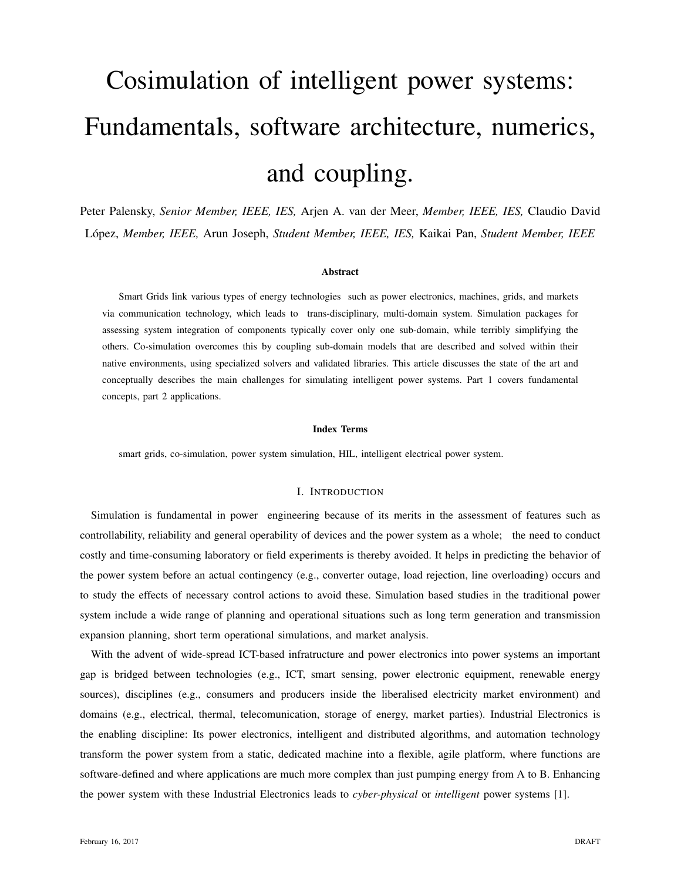# Cosimulation of intelligent power systems: Fundamentals, software architecture, numerics, and coupling.

Peter Palensky, *Senior Member, IEEE, IES,* Arjen A. van der Meer, *Member, IEEE, IES,* Claudio David López, *Member, IEEE,* Arun Joseph, *Student Member, IEEE, IES,* Kaikai Pan, *Student Member, IEEE*

### Abstract

Smart Grids link various types of energy technologies such as power electronics, machines, grids, and markets via communication technology, which leads to trans-disciplinary, multi-domain system. Simulation packages for assessing system integration of components typically cover only one sub-domain, while terribly simplifying the others. Co-simulation overcomes this by coupling sub-domain models that are described and solved within their native environments, using specialized solvers and validated libraries. This article discusses the state of the art and conceptually describes the main challenges for simulating intelligent power systems. Part 1 covers fundamental concepts, part 2 applications.

### Index Terms

smart grids, co-simulation, power system simulation, HIL, intelligent electrical power system.

## I. Introduction

Simulation is fundamental in power engineering because of its merits in the assessment of features such as controllability, reliability and general operability of devices and the power system as a whole; the need to conduct costly and time-consuming laboratory or field experiments is thereby avoided. It helps in predicting the behavior of the power system before an actual contingency (e.g., converter outage, load rejection, line overloading) occurs and to study the effects of necessary control actions to avoid these. Simulation based studies in the traditional power system include a wide range of planning and operational situations such as long term generation and transmission expansion planning, short term operational simulations, and market analysis.

With the advent of wide-spread ICT-based infratructure and power electronics into power systems an important gap is bridged between technologies (e.g., ICT, smart sensing, power electronic equipment, renewable energy sources), disciplines (e.g., consumers and producers inside the liberalised electricity market environment) and domains (e.g., electrical, thermal, telecomunication, storage of energy, market parties). Industrial Electronics is the enabling discipline: Its power electronics, intelligent and distributed algorithms, and automation technology transform the power system from a static, dedicated machine into a flexible, agile platform, where functions are software-defined and where applications are much more complex than just pumping energy from A to B. Enhancing the power system with these Industrial Electronics leads to *cyber-physical* or *intelligent* power systems [1].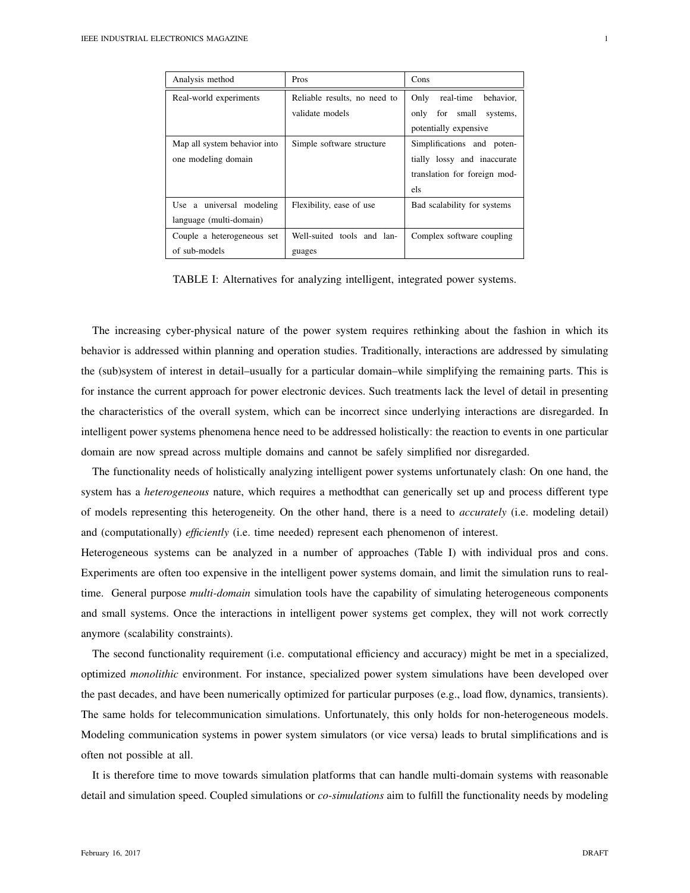| Analysis method | Pros | Cons |
|---|---|---|
| Real-world experiments | Reliable results, no need to validate models | Only real-time behavior, only for small systems, potentially expensive |
| Map all system behavior into one modeling domain | Simple software structure | Simplifications and potentially lossy and inaccurate translation for foreign models |
| Use a universal modeling language (multi-domain) | Flexibility, ease of use | Bad scalability for systems |
| Couple a heterogeneous set of sub-models | Well-suited tools and languages | Complex software coupling |

TABLE I: Alternatives for analyzing intelligent, integrated power systems.

The increasing cyber-physical nature of the power system requires rethinking about the fashion in which its behavior is addressed within planning and operation studies. Traditionally, interactions are addressed by simulating the (sub)system of interest in detail–usually for a particular domain–while simplifying the remaining parts. This is for instance the current approach for power electronic devices. Such treatments lack the level of detail in presenting the characteristics of the overall system, which can be incorrect since underlying interactions are disregarded. In intelligent power systems phenomena hence need to be addressed holistically: the reaction to events in one particular domain are now spread across multiple domains and cannot be safely simplified nor disregarded.

The functionality needs of holistically analyzing intelligent power systems unfortunately clash: On one hand, the system has a *heterogeneous* nature, which requires a methodthat can generically set up and process different type of models representing this heterogeneity. On the other hand, there is a need to *accurately* (i.e. modeling detail) and (computationally) *efficiently* (i.e. time needed) represent each phenomenon of interest.

Heterogeneous systems can be analyzed in a number of approaches (Table I) with individual pros and cons. Experiments are often too expensive in the intelligent power systems domain, and limit the simulation runs to real-time. General purpose *multi-domain* simulation tools have the capability of simulating heterogeneous components and small systems. Once the interactions in intelligent power systems get complex, they will not work correctly anymore (scalability constraints).

The second functionality requirement (i.e. computational efficiency and accuracy) might be met in a specialized, optimized *monolithic* environment. For instance, specialized power system simulations have been developed over the past decades, and have been numerically optimized for particular purposes (e.g., load flow, dynamics, transients). The same holds for telecommunication simulations. Unfortunately, this only holds for non-heterogeneous models. Modeling communication systems in power system simulators (or vice versa) leads to brutal simplifications and is often not possible at all.

It is therefore time to move towards simulation platforms that can handle multi-domain systems with reasonable detail and simulation speed. Coupled simulations or *co-simulations* aim to fulfill the functionality needs by modeling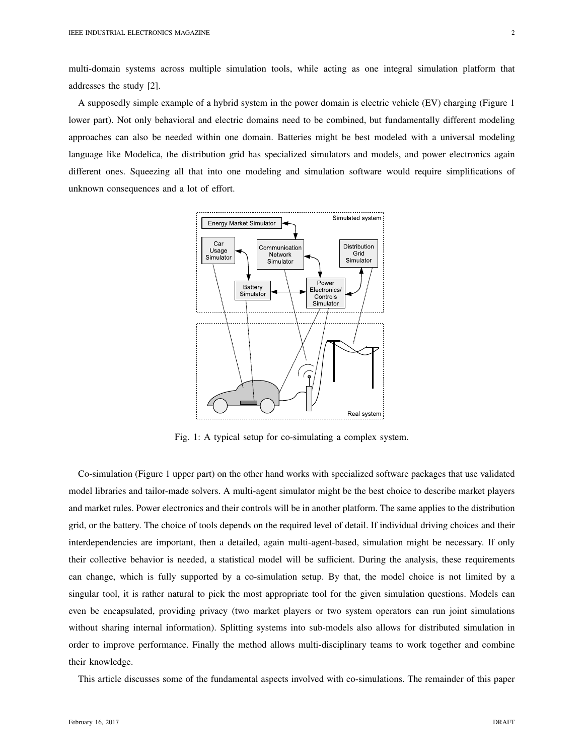multi-domain systems across multiple simulation tools, while acting as one integral simulation platform that addresses the study [2].

A supposedly simple example of a hybrid system in the power domain is electric vehicle (EV) charging (Figure 1 lower part). Not only behavioral and electric domains need to be combined, but fundamentally different modeling approaches can also be needed within one domain. Batteries might be best modeled with a universal modeling language like Modelica, the distribution grid has specialized simulators and models, and power electronics again different ones. Squeezing all that into one modeling and simulation software would require simplifications of unknown consequences and a lot of effort.

Fig. 1: A typical setup for co-simulating a complex system.

Co-simulation (Figure 1 upper part) on the other hand works with specialized software packages that use validated model libraries and tailor-made solvers. A multi-agent simulator might be the best choice to describe market players and market rules. Power electronics and their controls will be in another platform. The same applies to the distribution grid, or the battery. The choice of tools depends on the required level of detail. If individual driving choices and their interdependencies are important, then a detailed, again multi-agent-based, simulation might be necessary. If only their collective behavior is needed, a statistical model will be sufficient. During the analysis, these requirements can change, which is fully supported by a co-simulation setup. By that, the model choice is not limited by a singular tool, it is rather natural to pick the most appropriate tool for the given simulation questions. Models can even be encapsulated, providing privacy (two market players or two system operators can run joint simulations without sharing internal information). Splitting systems into sub-models also allows for distributed simulation in order to improve performance. Finally the method allows multi-disciplinary teams to work together and combine their knowledge.

This article discusses some of the fundamental aspects involved with co-simulations. The remainder of this paper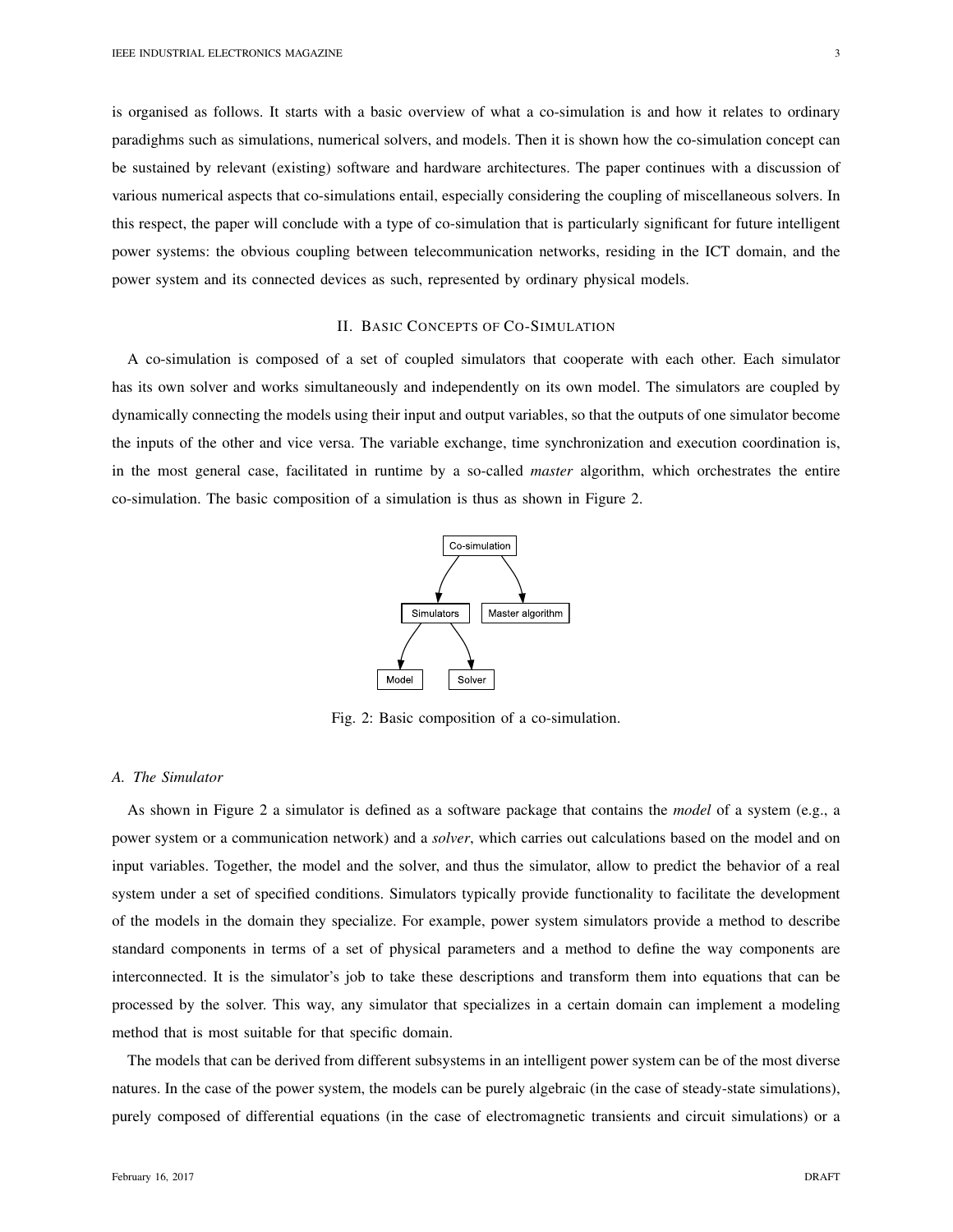is organised as follows. It starts with a basic overview of what a co-simulation is and how it relates to ordinary paradighms such as simulations, numerical solvers, and models. Then it is shown how the co-simulation concept can be sustained by relevant (existing) software and hardware architectures. The paper continues with a discussion of various numerical aspects that co-simulations entail, especially considering the coupling of miscellaneous solvers. In this respect, the paper will conclude with a type of co-simulation that is particularly significant for future intelligent power systems: the obvious coupling between telecommunication networks, residing in the ICT domain, and the power system and its connected devices as such, represented by ordinary physical models.

## II. Basic Concepts of Co-Simulation

A co-simulation is composed of a set of coupled simulators that cooperate with each other. Each simulator has its own solver and works simultaneously and independently on its own model. The simulators are coupled by dynamically connecting the models using their input and output variables, so that the outputs of one simulator become the inputs of the other and vice versa. The variable exchange, time synchronization and execution coordination is, in the most general case, facilitated in runtime by a so-called *master* algorithm, which orchestrates the entire co-simulation. The basic composition of a simulation is thus as shown in Figure 2.

Co-simulation

Simulators | Master algorithm

Model | Solver

Fig. 2: Basic composition of a co-simulation.

### A. The Simulator

As shown in Figure 2 a simulator is defined as a software package that contains the *model* of a system (e.g., a power system or a communication network) and a *solver*, which carries out calculations based on the model and on input variables. Together, the model and the solver, and thus the simulator, allow to predict the behavior of a real system under a set of specified conditions. Simulators typically provide functionality to facilitate the development of the models in the domain they specialize. For example, power system simulators provide a method to describe standard components in terms of a set of physical parameters and a method to define the way components are interconnected. It is the simulator's job to take these descriptions and transform them into equations that can be processed by the solver. This way, any simulator that specializes in a certain domain can implement a modeling method that is most suitable for that specific domain.

The models that can be derived from different subsystems in an intelligent power system can be of the most diverse natures. In the case of the power system, the models can be purely algebraic (in the case of steady-state simulations), purely composed of differential equations (in the case of electromagnetic transients and circuit simulations) or a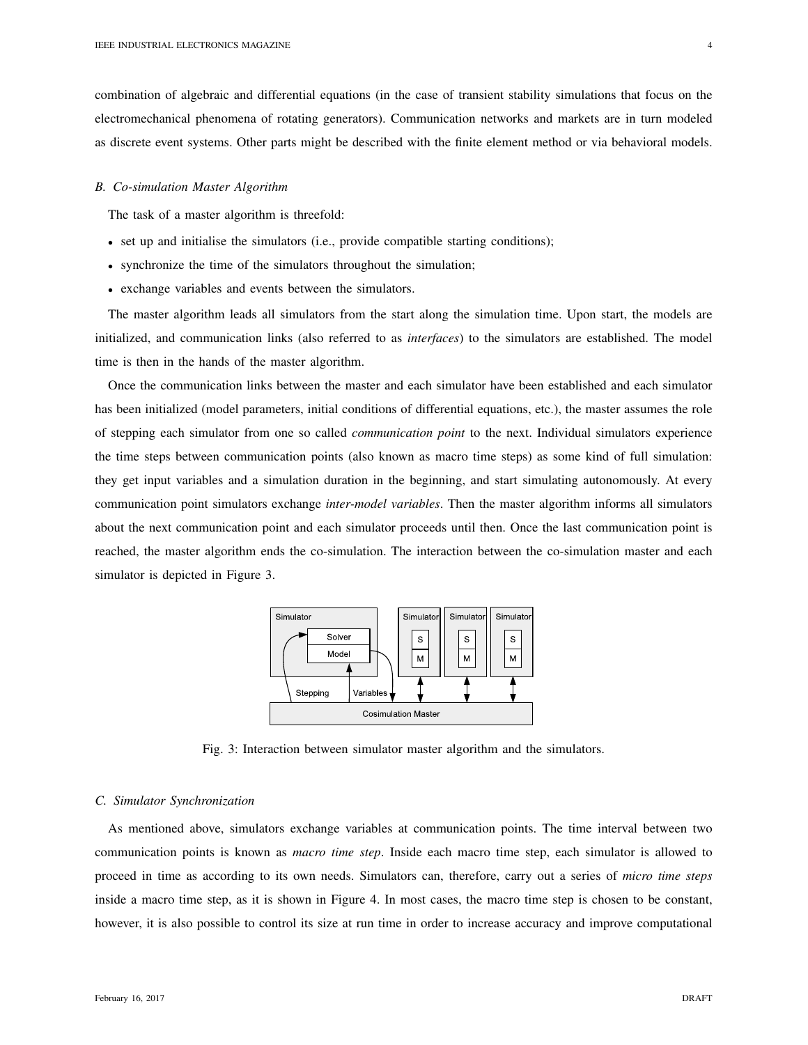combination of algebraic and differential equations (in the case of transient stability simulations that focus on the electromechanical phenomena of rotating generators). Communication networks and markets are in turn modeled as discrete event systems. Other parts might be described with the finite element method or via behavioral models.

### B. Co-simulation Master Algorithm

The task of a master algorithm is threefold:

- set up and initialise the simulators (i.e., provide compatible starting conditions);
- synchronize the time of the simulators throughout the simulation;
- exchange variables and events between the simulators.

The master algorithm leads all simulators from the start along the simulation time. Upon start, the models are initialized, and communication links (also referred to as *interfaces*) to the simulators are established. The model time is then in the hands of the master algorithm.

Once the communication links between the master and each simulator have been established and each simulator has been initialized (model parameters, initial conditions of differential equations, etc.), the master assumes the role of stepping each simulator from one so called *communication point* to the next. Individual simulators experience the time steps between communication points (also known as macro time steps) as some kind of full simulation: they get input variables and a simulation duration in the beginning, and start simulating autonomously. At every communication point simulators exchange *inter-model variables*. Then the master algorithm informs all simulators about the next communication point and each simulator proceeds until then. Once the last communication point is reached, the master algorithm ends the co-simulation. The interaction between the co-simulation master and each simulator is depicted in Figure 3.

Fig. 3: Interaction between simulator master algorithm and the simulators.

### C. Simulator Synchronization

As mentioned above, simulators exchange variables at communication points. The time interval between two communication points is known as *macro time step*. Inside each macro time step, each simulator is allowed to proceed in time as according to its own needs. Simulators can, therefore, carry out a series of *micro time steps* inside a macro time step, as it is shown in Figure 4. In most cases, the macro time step is chosen to be constant, however, it is also possible to control its size at run time in order to increase accuracy and improve computational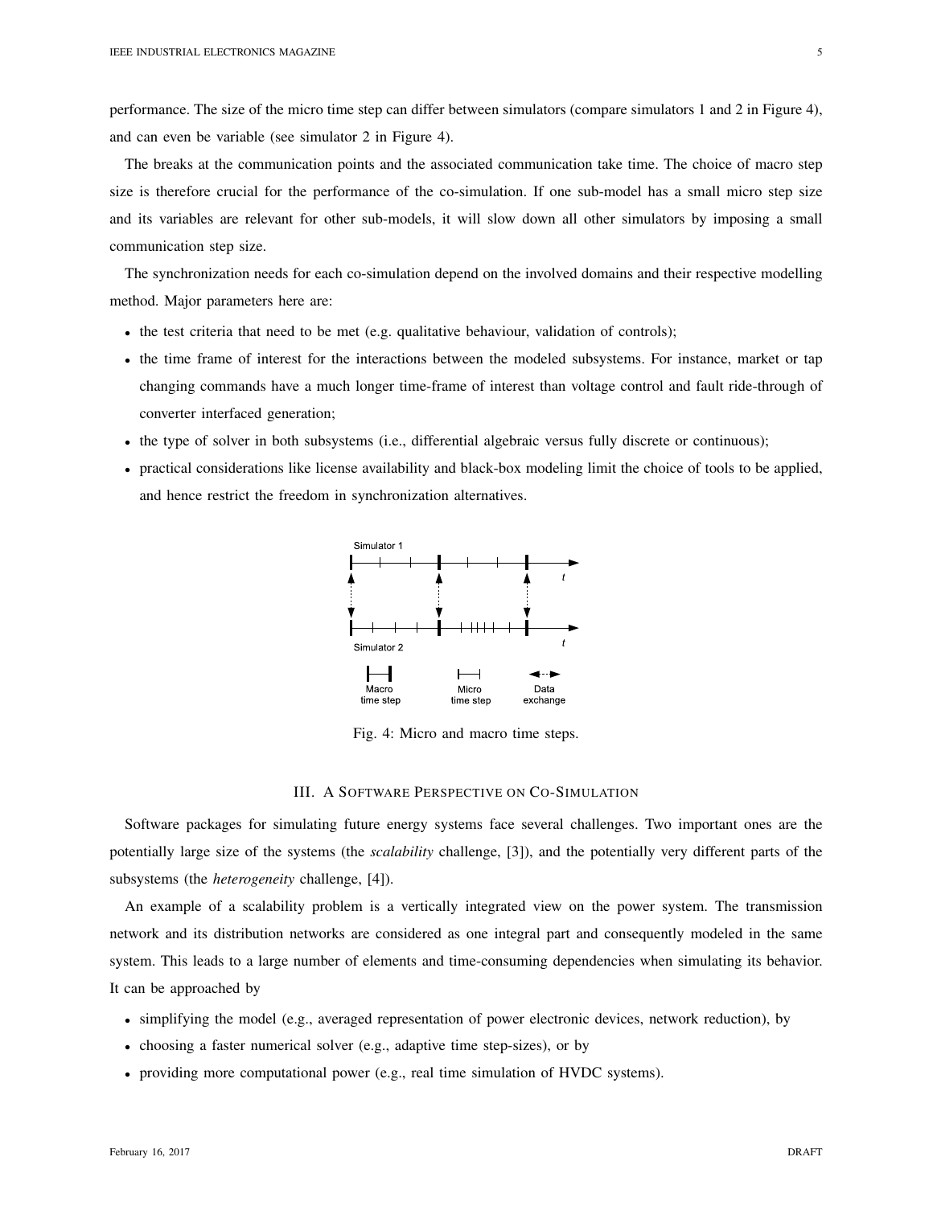performance. The size of the micro time step can differ between simulators (compare simulators 1 and 2 in Figure 4), and can even be variable (see simulator 2 in Figure 4).

The breaks at the communication points and the associated communication take time. The choice of macro step size is therefore crucial for the performance of the co-simulation. If one sub-model has a small micro step size and its variables are relevant for other sub-models, it will slow down all other simulators by imposing a small communication step size.

The synchronization needs for each co-simulation depend on the involved domains and their respective modelling method. Major parameters here are:

- the test criteria that need to be met (e.g. qualitative behaviour, validation of controls);
- the time frame of interest for the interactions between the modeled subsystems. For instance, market or tap changing commands have a much longer time-frame of interest than voltage control and fault ride-through of converter interfaced generation;
- the type of solver in both subsystems (i.e., differential algebraic versus fully discrete or continuous);
- practical considerations like license availability and black-box modeling limit the choice of tools to be applied, and hence restrict the freedom in synchronization alternatives.

Fig. 4: Micro and macro time steps.

## III. A Software Perspective on Co-Simulation

Software packages for simulating future energy systems face several challenges. Two important ones are the potentially large size of the systems (the *scalability* challenge, [3]), and the potentially very different parts of the subsystems (the *heterogeneity* challenge, [4]).

An example of a scalability problem is a vertically integrated view on the power system. The transmission network and its distribution networks are considered as one integral part and consequently modeled in the same system. This leads to a large number of elements and time-consuming dependencies when simulating its behavior. It can be approached by

- simplifying the model (e.g., averaged representation of power electronic devices, network reduction), by
- choosing a faster numerical solver (e.g., adaptive time step-sizes), or by
- providing more computational power (e.g., real time simulation of HVDC systems).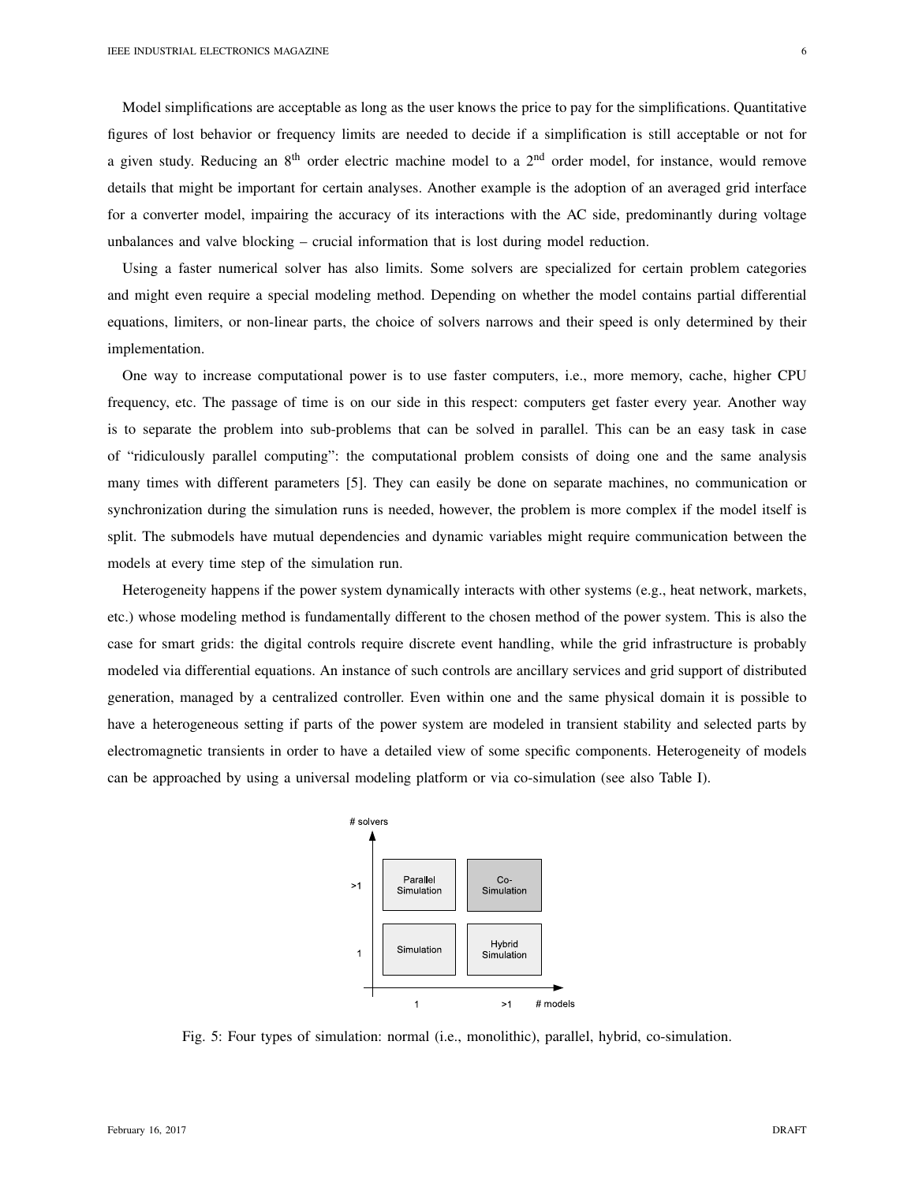Model simplifications are acceptable as long as the user knows the price to pay for the simplifications. Quantitative figures of lost behavior or frequency limits are needed to decide if a simplification is still acceptable or not for a given study. Reducing an $8^{th}$ order electric machine model to a $2^{nd}$ order model, for instance, would remove details that might be important for certain analyses. Another example is the adoption of an averaged grid interface for a converter model, impairing the accuracy of its interactions with the AC side, predominantly during voltage unbalances and valve blocking – crucial information that is lost during model reduction.

Using a faster numerical solver has also limits. Some solvers are specialized for certain problem categories and might even require a special modeling method. Depending on whether the model contains partial differential equations, limiters, or non-linear parts, the choice of solvers narrows and their speed is only determined by their implementation.

One way to increase computational power is to use faster computers, i.e., more memory, cache, higher CPU frequency, etc. The passage of time is on our side in this respect: computers get faster every year. Another way is to separate the problem into sub-problems that can be solved in parallel. This can be an easy task in case of "ridiculously parallel computing": the computational problem consists of doing one and the same analysis many times with different parameters [5]. They can easily be done on separate machines, no communication or synchronization during the simulation runs is needed, however, the problem is more complex if the model itself is split. The submodels have mutual dependencies and dynamic variables might require communication between the models at every time step of the simulation run.

Heterogeneity happens if the power system dynamically interacts with other systems (e.g., heat network, markets, etc.) whose modeling method is fundamentally different to the chosen method of the power system. This is also the case for smart grids: the digital controls require discrete event handling, while the grid infrastructure is probably modeled via differential equations. An instance of such controls are ancillary services and grid support of distributed generation, managed by a centralized controller. Even within one and the same physical domain it is possible to have a heterogeneous setting if parts of the power system are modeled in transient stability and selected parts by electromagnetic transients in order to have a detailed view of some specific components. Heterogeneity of models can be approached by using a universal modeling platform or via co-simulation (see also Table I).

| # solvers | 1 (# models) | >1 (# models) |
| --- | --- | --- |
| >1 | Parallel Simulation | Co-Simulation |
| 1 | Simulation | Hybrid Simulation |

Fig. 5: Four types of simulation: normal (i.e., monolithic), parallel, hybrid, co-simulation.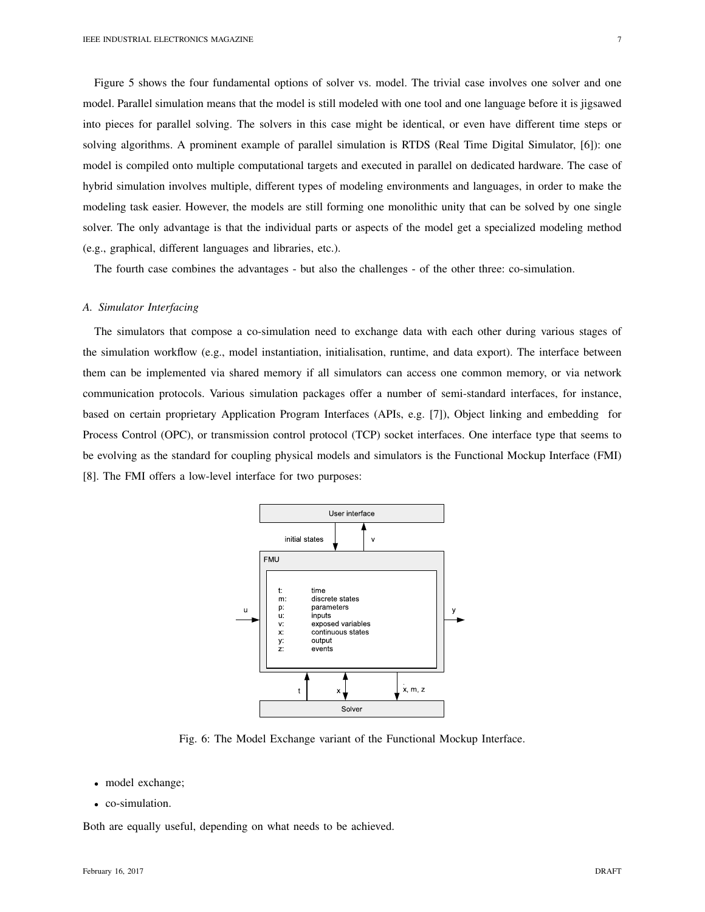Figure 5 shows the four fundamental options of solver vs. model. The trivial case involves one solver and one model. Parallel simulation means that the model is still modeled with one tool and one language before it is jigsawed into pieces for parallel solving. The solvers in this case might be identical, or even have different time steps or solving algorithms. A prominent example of parallel simulation is RTDS (Real Time Digital Simulator, [6]): one model is compiled onto multiple computational targets and executed in parallel on dedicated hardware. The case of hybrid simulation involves multiple, different types of modeling environments and languages, in order to make the modeling task easier. However, the models are still forming one monolithic unity that can be solved by one single solver. The only advantage is that the individual parts or aspects of the model get a specialized modeling method (e.g., graphical, different languages and libraries, etc.).

The fourth case combines the advantages - but also the challenges - of the other three: co-simulation.

### *A. Simulator Interfacing*

The simulators that compose a co-simulation need to exchange data with each other during various stages of the simulation workflow (e.g., model instantiation, initialisation, runtime, and data export). The interface between them can be implemented via shared memory if all simulators can access one common memory, or via network communication protocols. Various simulation packages offer a number of semi-standard interfaces, for instance, based on certain proprietary Application Program Interfaces (APIs, e.g. [7]), Object linking and embedding for Process Control (OPC), or transmission control protocol (TCP) socket interfaces. One interface type that seems to be evolving as the standard for coupling physical models and simulators is the Functional Mockup Interface (FMI) [8]. The FMI offers a low-level interface for two purposes:

Fig. 6: The Model Exchange variant of the Functional Mockup Interface.

- model exchange;
- co-simulation.

Both are equally useful, depending on what needs to be achieved.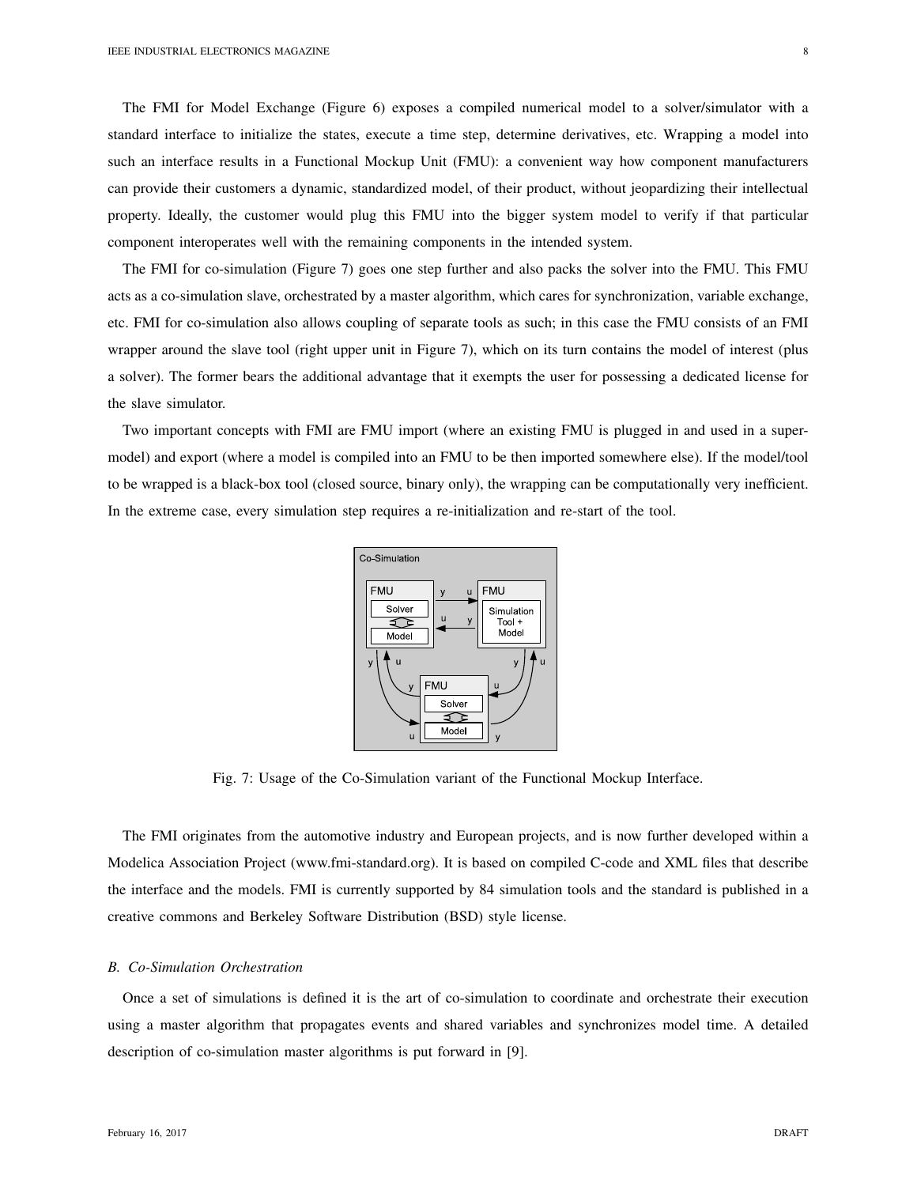The FMI for Model Exchange (Figure 6) exposes a compiled numerical model to a solver/simulator with a standard interface to initialize the states, execute a time step, determine derivatives, etc. Wrapping a model into such an interface results in a Functional Mockup Unit (FMU): a convenient way how component manufacturers can provide their customers a dynamic, standardized model, of their product, without jeopardizing their intellectual property. Ideally, the customer would plug this FMU into the bigger system model to verify if that particular component interoperates well with the remaining components in the intended system.

The FMI for co-simulation (Figure 7) goes one step further and also packs the solver into the FMU. This FMU acts as a co-simulation slave, orchestrated by a master algorithm, which cares for synchronization, variable exchange, etc. FMI for co-simulation also allows coupling of separate tools as such; in this case the FMU consists of an FMI wrapper around the slave tool (right upper unit in Figure 7), which on its turn contains the model of interest (plus a solver). The former bears the additional advantage that it exempts the user for possessing a dedicated license for the slave simulator.

Two important concepts with FMI are FMU import (where an existing FMU is plugged in and used in a super-model) and export (where a model is compiled into an FMU to be then imported somewhere else). If the model/tool to be wrapped is a black-box tool (closed source, binary only), the wrapping can be computationally very inefficient. In the extreme case, every simulation step requires a re-initialization and re-start of the tool.

Fig. 7: Usage of the Co-Simulation variant of the Functional Mockup Interface.

The FMI originates from the automotive industry and European projects, and is now further developed within a Modelica Association Project (www.fmi-standard.org). It is based on compiled C-code and XML files that describe the interface and the models. FMI is currently supported by 84 simulation tools and the standard is published in a creative commons and Berkeley Software Distribution (BSD) style license.

### *B. Co-Simulation Orchestration*

Once a set of simulations is defined it is the art of co-simulation to coordinate and orchestrate their execution using a master algorithm that propagates events and shared variables and synchronizes model time. A detailed description of co-simulation master algorithms is put forward in [9].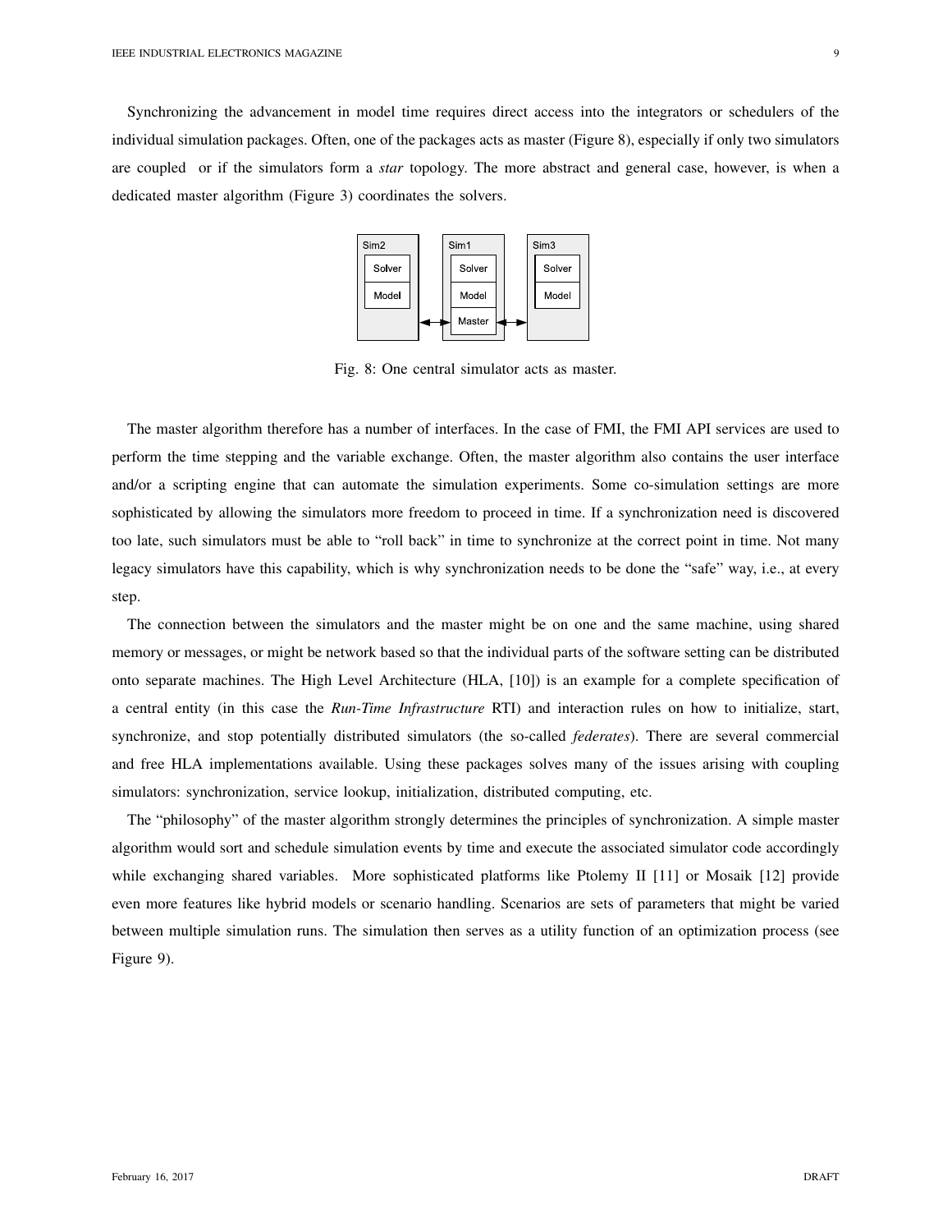Synchronizing the advancement in model time requires direct access into the integrators or schedulers of the individual simulation packages. Often, one of the packages acts as master (Figure 8), especially if only two simulators are coupled or if the simulators form a *star* topology. The more abstract and general case, however, is when a dedicated master algorithm (Figure 3) coordinates the solvers.

Fig. 8: One central simulator acts as master.

The master algorithm therefore has a number of interfaces. In the case of FMI, the FMI API services are used to perform the time stepping and the variable exchange. Often, the master algorithm also contains the user interface and/or a scripting engine that can automate the simulation experiments. Some co-simulation settings are more sophisticated by allowing the simulators more freedom to proceed in time. If a synchronization need is discovered too late, such simulators must be able to "roll back" in time to synchronize at the correct point in time. Not many legacy simulators have this capability, which is why synchronization needs to be done the "safe" way, i.e., at every step.

The connection between the simulators and the master might be on one and the same machine, using shared memory or messages, or might be network based so that the individual parts of the software setting can be distributed onto separate machines. The High Level Architecture (HLA, [10]) is an example for a complete specification of a central entity (in this case the *Run-Time Infrastructure* RTI) and interaction rules on how to initialize, start, synchronize, and stop potentially distributed simulators (the so-called *federates*). There are several commercial and free HLA implementations available. Using these packages solves many of the issues arising with coupling simulators: synchronization, service lookup, initialization, distributed computing, etc.

The "philosophy" of the master algorithm strongly determines the principles of synchronization. A simple master algorithm would sort and schedule simulation events by time and execute the associated simulator code accordingly while exchanging shared variables. More sophisticated platforms like Ptolemy II [11] or Mosaik [12] provide even more features like hybrid models or scenario handling. Scenarios are sets of parameters that might be varied between multiple simulation runs. The simulation then serves as a utility function of an optimization process (see Figure 9).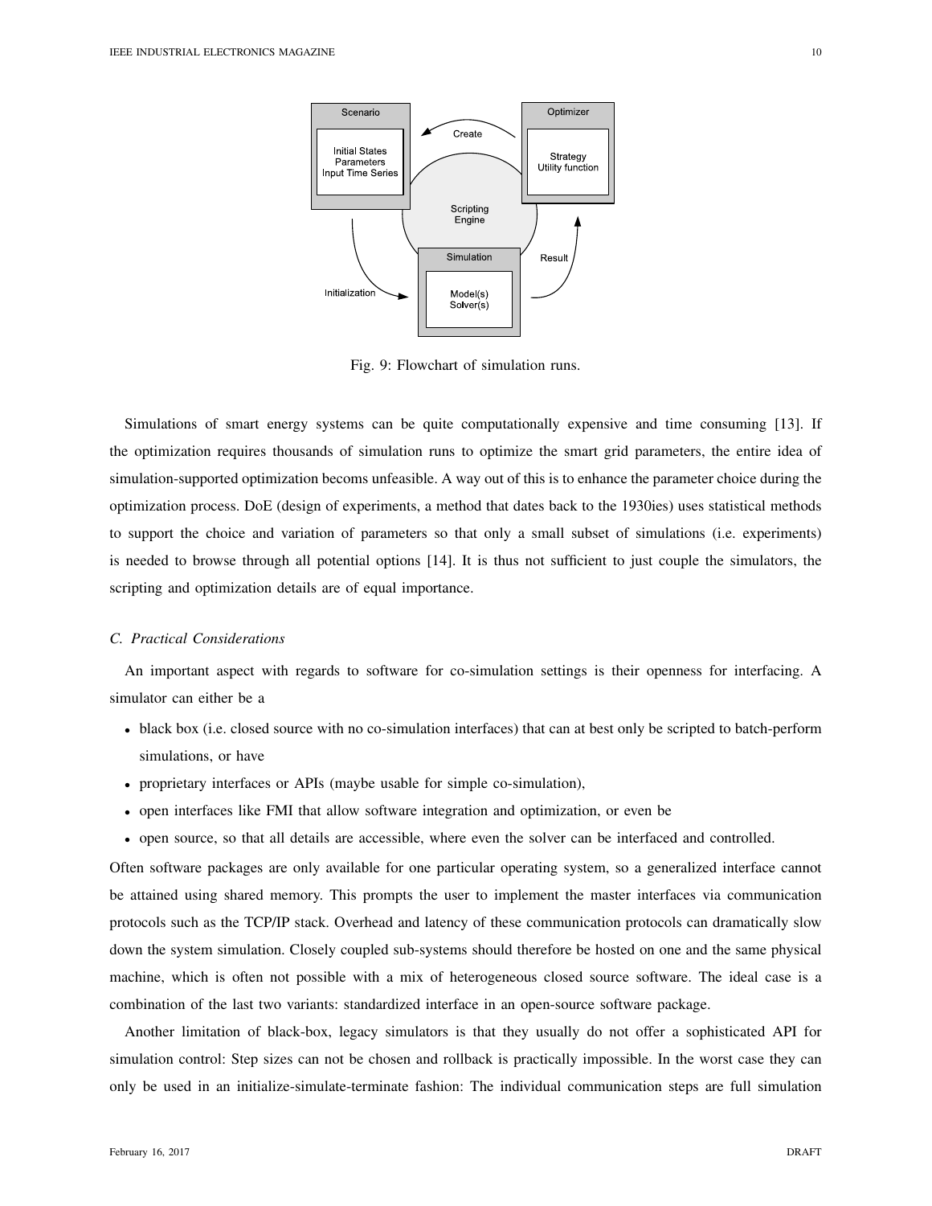Fig. 9: Flowchart of simulation runs.

Simulations of smart energy systems can be quite computationally expensive and time consuming [13]. If the optimization requires thousands of simulation runs to optimize the smart grid parameters, the entire idea of simulation-supported optimization becoms unfeasible. A way out of this is to enhance the parameter choice during the optimization process. DoE (design of experiments, a method that dates back to the 1930ies) uses statistical methods to support the choice and variation of parameters so that only a small subset of simulations (i.e. experiments) is needed to browse through all potential options [14]. It is thus not sufficient to just couple the simulators, the scripting and optimization details are of equal importance.

### *C. Practical Considerations*

An important aspect with regards to software for co-simulation settings is their openness for interfacing. A simulator can either be a

- black box (i.e. closed source with no co-simulation interfaces) that can at best only be scripted to batch-perform simulations, or have
- proprietary interfaces or APIs (maybe usable for simple co-simulation),
- open interfaces like FMI that allow software integration and optimization, or even be
- open source, so that all details are accessible, where even the solver can be interfaced and controlled.

Often software packages are only available for one particular operating system, so a generalized interface cannot be attained using shared memory. This prompts the user to implement the master interfaces via communication protocols such as the TCP/IP stack. Overhead and latency of these communication protocols can dramatically slow down the system simulation. Closely coupled sub-systems should therefore be hosted on one and the same physical machine, which is often not possible with a mix of heterogeneous closed source software. The ideal case is a combination of the last two variants: standardized interface in an open-source software package.

Another limitation of black-box, legacy simulators is that they usually do not offer a sophisticated API for simulation control: Step sizes can not be chosen and rollback is practically impossible. In the worst case they can only be used in an initialize-simulate-terminate fashion: The individual communication steps are full simulation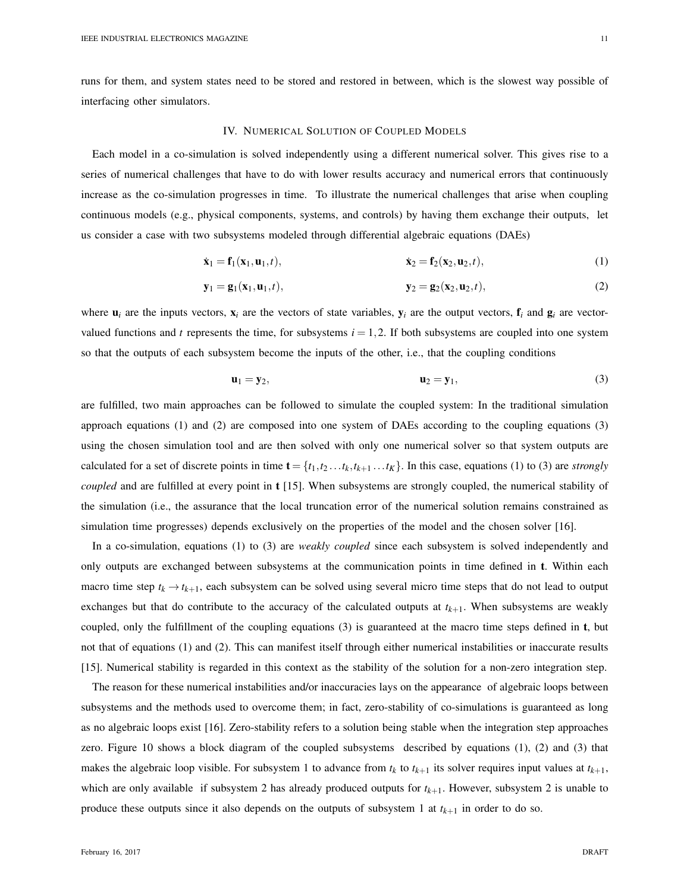runs for them, and system states need to be stored and restored in between, which is the slowest way possible of interfacing other simulators.

## IV. Numerical Solution of Coupled Models

Each model in a co-simulation is solved independently using a different numerical solver. This gives rise to a series of numerical challenges that have to do with lower results accuracy and numerical errors that continuously increase as the co-simulation progresses in time. To illustrate the numerical challenges that arise when coupling continuous models (e.g., physical components, systems, and controls) by having them exchange their outputs, let us consider a case with two subsystems modeled through differential algebraic equations (DAEs)

$$\dot{\mathbf{x}}_1 = \mathbf{f}_1(\mathbf{x}_1, \mathbf{u}_1, t), \qquad \dot{\mathbf{x}}_2 = \mathbf{f}_2(\mathbf{x}_2, \mathbf{u}_2, t), \tag{1}$$

$$\mathbf{y}_1 = \mathbf{g}_1(\mathbf{x}_1, \mathbf{u}_1, t), \qquad \mathbf{y}_2 = \mathbf{g}_2(\mathbf{x}_2, \mathbf{u}_2, t), \tag{2}$$

where $\mathbf{u}_i$ are the inputs vectors, $\mathbf{x}_i$ are the vectors of state variables, $\mathbf{y}_i$ are the output vectors, $\mathbf{f}_i$ and $\mathbf{g}_i$ are vector-valued functions and $t$ represents the time, for subsystems $i = 1, 2$. If both subsystems are coupled into one system so that the outputs of each subsystem become the inputs of the other, i.e., that the coupling conditions

$$\mathbf{u}_1 = \mathbf{y}_2, \qquad \mathbf{u}_2 = \mathbf{y}_1, \tag{3}$$

are fulfilled, two main approaches can be followed to simulate the coupled system: In the traditional simulation approach equations (1) and (2) are composed into one system of DAEs according to the coupling equations (3) using the chosen simulation tool and are then solved with only one numerical solver so that system outputs are calculated for a set of discrete points in time $\mathbf{t} = \{t_1, t_2 \ldots t_k, t_{k+1} \ldots t_K\}$. In this case, equations (1) to (3) are *strongly coupled* and are fulfilled at every point in $\mathbf{t}$ [15]. When subsystems are strongly coupled, the numerical stability of the simulation (i.e., the assurance that the local truncation error of the numerical solution remains constrained as simulation time progresses) depends exclusively on the properties of the model and the chosen solver [16].

In a co-simulation, equations (1) to (3) are *weakly coupled* since each subsystem is solved independently and only outputs are exchanged between subsystems at the communication points in time defined in $\mathbf{t}$. Within each macro time step $t_k \rightarrow t_{k+1}$, each subsystem can be solved using several micro time steps that do not lead to output exchanges but that do contribute to the accuracy of the calculated outputs at $t_{k+1}$. When subsystems are weakly coupled, only the fulfillment of the coupling equations (3) is guaranteed at the macro time steps defined in $\mathbf{t}$, but not that of equations (1) and (2). This can manifest itself through either numerical instabilities or inaccurate results [15]. Numerical stability is regarded in this context as the stability of the solution for a non-zero integration step.

The reason for these numerical instabilities and/or inaccuracies lays on the appearance of algebraic loops between subsystems and the methods used to overcome them; in fact, zero-stability of co-simulations is guaranteed as long as no algebraic loops exist [16]. Zero-stability refers to a solution being stable when the integration step approaches zero. Figure 10 shows a block diagram of the coupled subsystems described by equations (1), (2) and (3) that makes the algebraic loop visible. For subsystem 1 to advance from $t_k$ to $t_{k+1}$ its solver requires input values at $t_{k+1}$, which are only available if subsystem 2 has already produced outputs for $t_{k+1}$. However, subsystem 2 is unable to produce these outputs since it also depends on the outputs of subsystem 1 at $t_{k+1}$ in order to do so.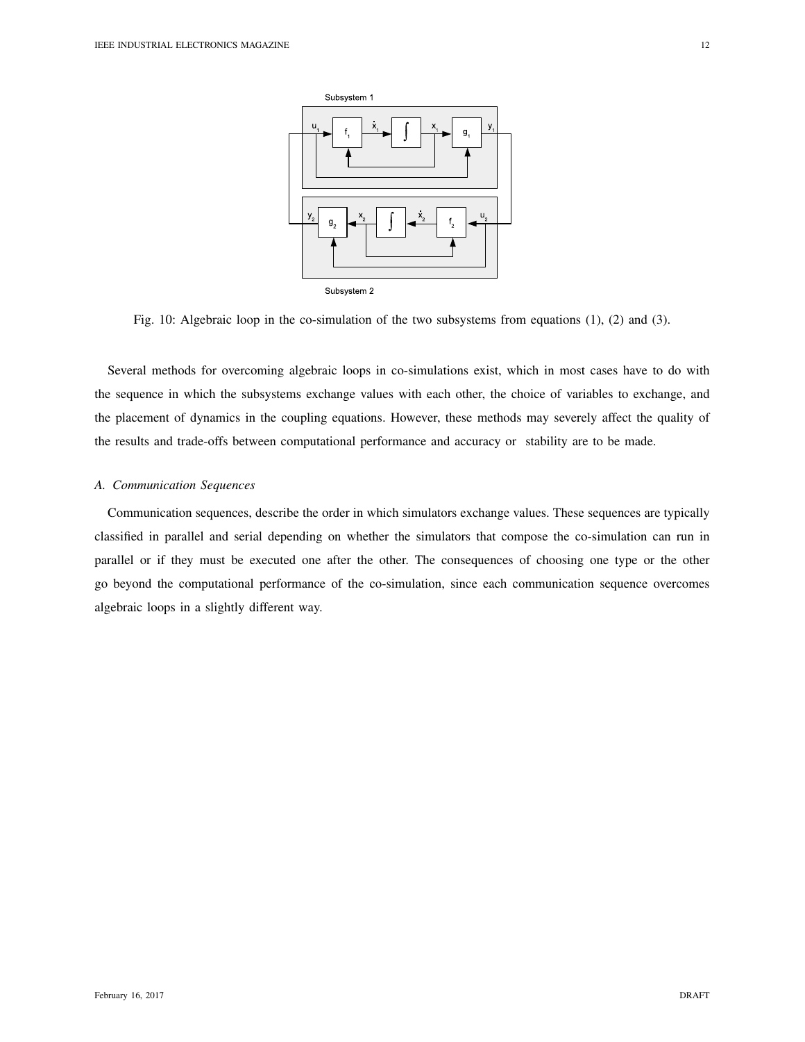Fig. 10: Algebraic loop in the co-simulation of the two subsystems from equations (1), (2) and (3).

Several methods for overcoming algebraic loops in co-simulations exist, which in most cases have to do with the sequence in which the subsystems exchange values with each other, the choice of variables to exchange, and the placement of dynamics in the coupling equations. However, these methods may severely affect the quality of the results and trade-offs between computational performance and accuracy or stability are to be made.

### A. Communication Sequences

Communication sequences, describe the order in which simulators exchange values. These sequences are typically classified in parallel and serial depending on whether the simulators that compose the co-simulation can run in parallel or if they must be executed one after the other. The consequences of choosing one type or the other go beyond the computational performance of the co-simulation, since each communication sequence overcomes algebraic loops in a slightly different way.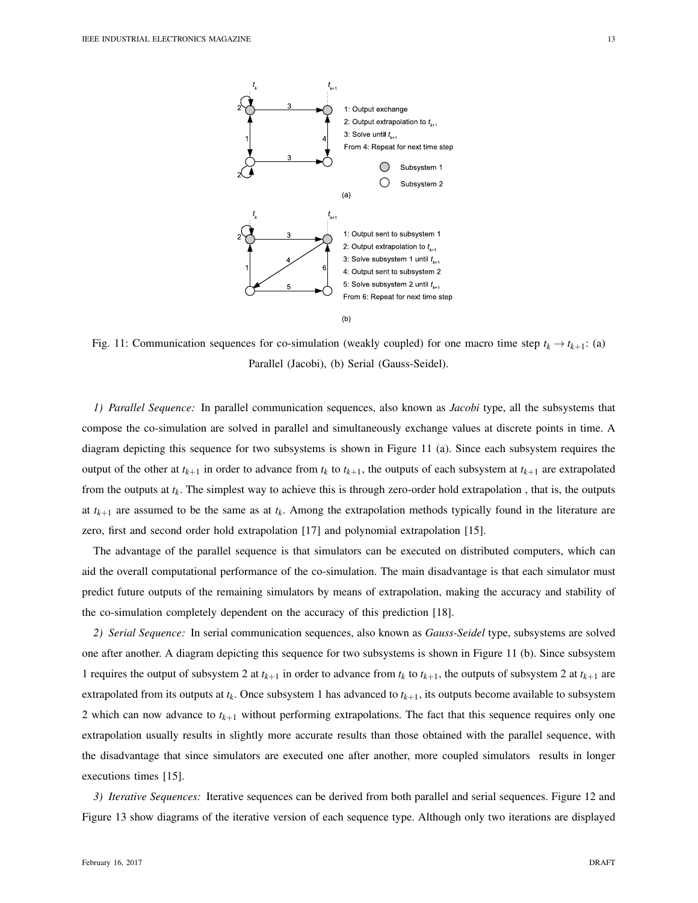1: Output exchange
2: Output extrapolation to $t_{k+1}$
3: Solve until $t_{k+1}$
From 4: Repeat for next time step

Subsystem 1
Subsystem 2

(a)

1: Output sent to subsystem 1
2: Output extrapolation to $t_{k+1}$
3: Solve subsystem 1 until $t_{k+1}$
4: Output sent to subsystem 2
5: Solve subsystem 2 until $t_{k+1}$
From 6: Repeat for next time step

(b)

Fig. 11: Communication sequences for co-simulation (weakly coupled) for one macro time step $t_k \rightarrow t_{k+1}$: (a) Parallel (Jacobi), (b) Serial (Gauss-Seidel).

*1) Parallel Sequence:* In parallel communication sequences, also known as *Jacobi* type, all the subsystems that compose the co-simulation are solved in parallel and simultaneously exchange values at discrete points in time. A diagram depicting this sequence for two subsystems is shown in Figure 11 (a). Since each subsystem requires the output of the other at $t_{k+1}$ in order to advance from $t_k$ to $t_{k+1}$, the outputs of each subsystem at $t_{k+1}$ are extrapolated from the outputs at $t_k$. The simplest way to achieve this is through zero-order hold extrapolation , that is, the outputs at $t_{k+1}$ are assumed to be the same as at $t_k$. Among the extrapolation methods typically found in the literature are zero, first and second order hold extrapolation [17] and polynomial extrapolation [15].

The advantage of the parallel sequence is that simulators can be executed on distributed computers, which can aid the overall computational performance of the co-simulation. The main disadvantage is that each simulator must predict future outputs of the remaining simulators by means of extrapolation, making the accuracy and stability of the co-simulation completely dependent on the accuracy of this prediction [18].

*2) Serial Sequence:* In serial communication sequences, also known as *Gauss-Seidel* type, subsystems are solved one after another. A diagram depicting this sequence for two subsystems is shown in Figure 11 (b). Since subsystem 1 requires the output of subsystem 2 at $t_{k+1}$ in order to advance from $t_k$ to $t_{k+1}$, the outputs of subsystem 2 at $t_{k+1}$ are extrapolated from its outputs at $t_k$. Once subsystem 1 has advanced to $t_{k+1}$, its outputs become available to subsystem 2 which can now advance to $t_{k+1}$ without performing extrapolations. The fact that this sequence requires only one extrapolation usually results in slightly more accurate results than those obtained with the parallel sequence, with the disadvantage that since simulators are executed one after another, more coupled simulators results in longer executions times [15].

*3) Iterative Sequences:* Iterative sequences can be derived from both parallel and serial sequences. Figure 12 and Figure 13 show diagrams of the iterative version of each sequence type. Although only two iterations are displayed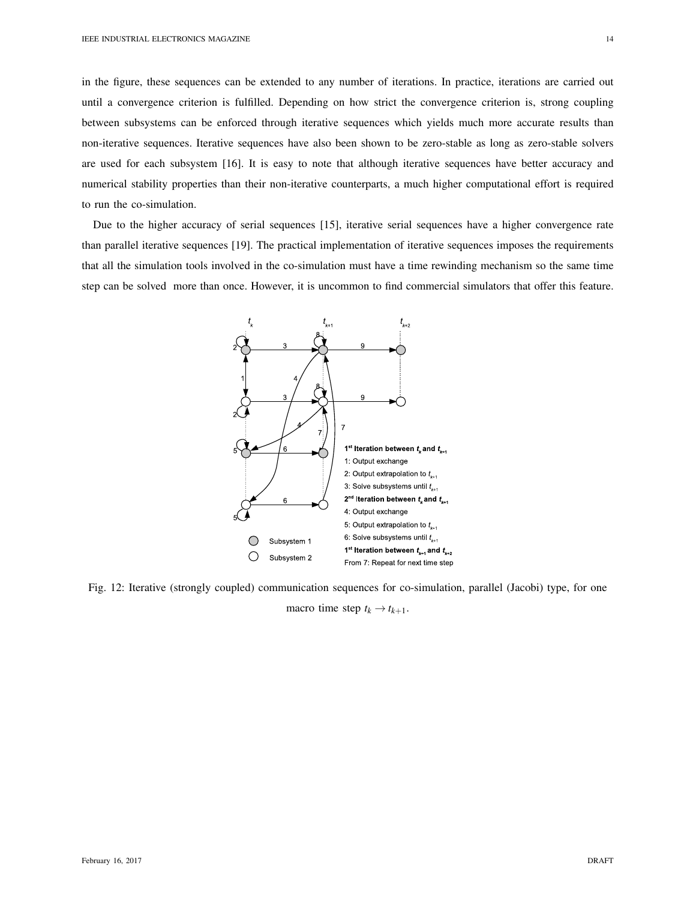in the figure, these sequences can be extended to any number of iterations. In practice, iterations are carried out until a convergence criterion is fulfilled. Depending on how strict the convergence criterion is, strong coupling between subsystems can be enforced through iterative sequences which yields much more accurate results than non-iterative sequences. Iterative sequences have also been shown to be zero-stable as long as zero-stable solvers are used for each subsystem [16]. It is easy to note that although iterative sequences have better accuracy and numerical stability properties than their non-iterative counterparts, a much higher computational effort is required to run the co-simulation.

Due to the higher accuracy of serial sequences [15], iterative serial sequences have a higher convergence rate than parallel iterative sequences [19]. The practical implementation of iterative sequences imposes the requirements that all the simulation tools involved in the co-simulation must have a time rewinding mechanism so the same time step can be solved more than once. However, it is uncommon to find commercial simulators that offer this feature.

Fig. 12: Iterative (strongly coupled) communication sequences for co-simulation, parallel (Jacobi) type, for one macro time step $t_k \rightarrow t_{k+1}$.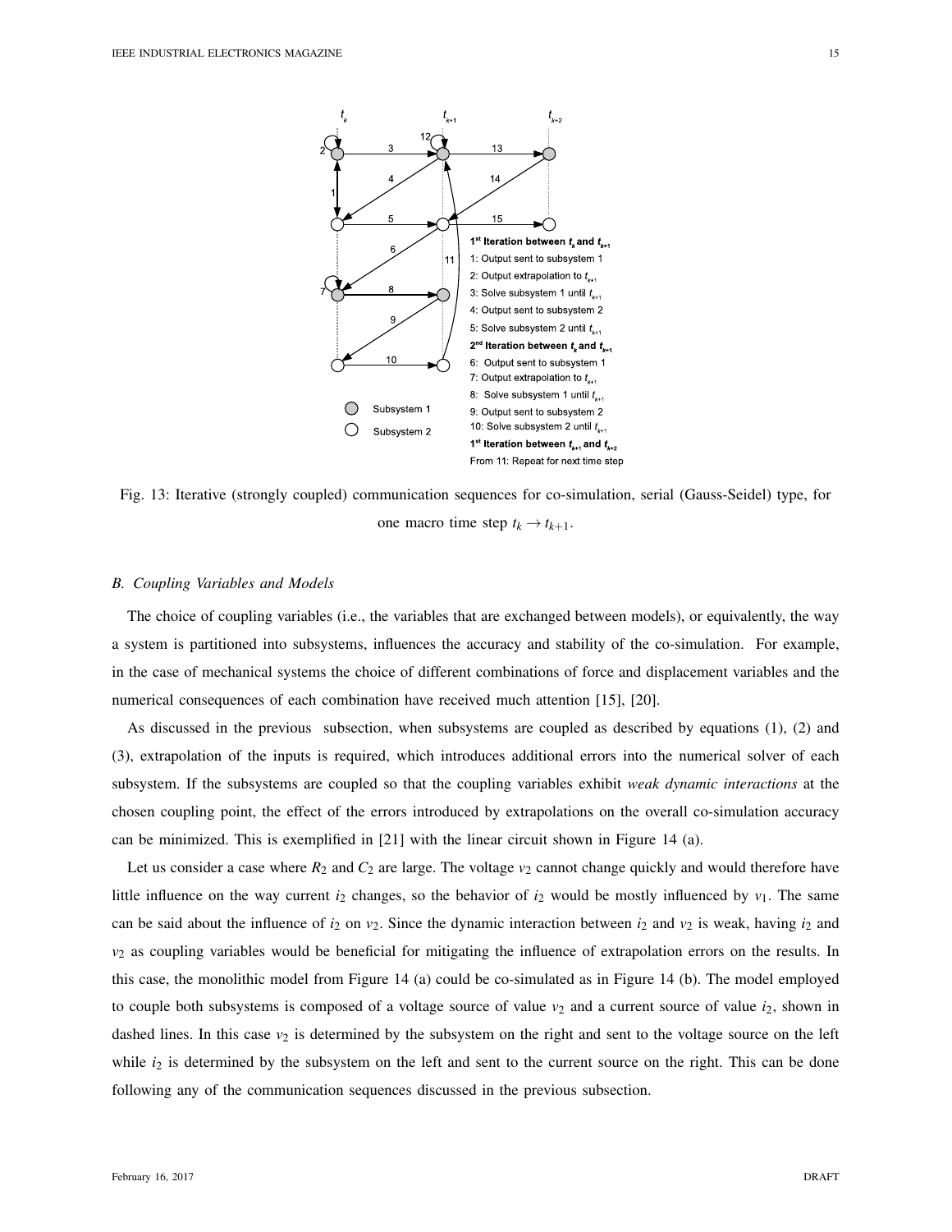Fig. 13: Iterative (strongly coupled) communication sequences for co-simulation, serial (Gauss-Seidel) type, for one macro time step $t_k \rightarrow t_{k+1}$.

### B. Coupling Variables and Models

The choice of coupling variables (i.e., the variables that are exchanged between models), or equivalently, the way a system is partitioned into subsystems, influences the accuracy and stability of the co-simulation. For example, in the case of mechanical systems the choice of different combinations of force and displacement variables and the numerical consequences of each combination have received much attention [15], [20].

As discussed in the previous subsection, when subsystems are coupled as described by equations (1), (2) and (3), extrapolation of the inputs is required, which introduces additional errors into the numerical solver of each subsystem. If the subsystems are coupled so that the coupling variables exhibit *weak dynamic interactions* at the chosen coupling point, the effect of the errors introduced by extrapolations on the overall co-simulation accuracy can be minimized. This is exemplified in [21] with the linear circuit shown in Figure 14 (a).

Let us consider a case where $R_2$ and $C_2$ are large. The voltage $v_2$ cannot change quickly and would therefore have little influence on the way current $i_2$ changes, so the behavior of $i_2$ would be mostly influenced by $v_1$. The same can be said about the influence of $i_2$ on $v_2$. Since the dynamic interaction between $i_2$ and $v_2$ is weak, having $i_2$ and $v_2$ as coupling variables would be beneficial for mitigating the influence of extrapolation errors on the results. In this case, the monolithic model from Figure 14 (a) could be co-simulated as in Figure 14 (b). The model employed to couple both subsystems is composed of a voltage source of value $v_2$ and a current source of value $i_2$, shown in dashed lines. In this case $v_2$ is determined by the subsystem on the right and sent to the voltage source on the left while $i_2$ is determined by the subsystem on the left and sent to the current source on the right. This can be done following any of the communication sequences discussed in the previous subsection.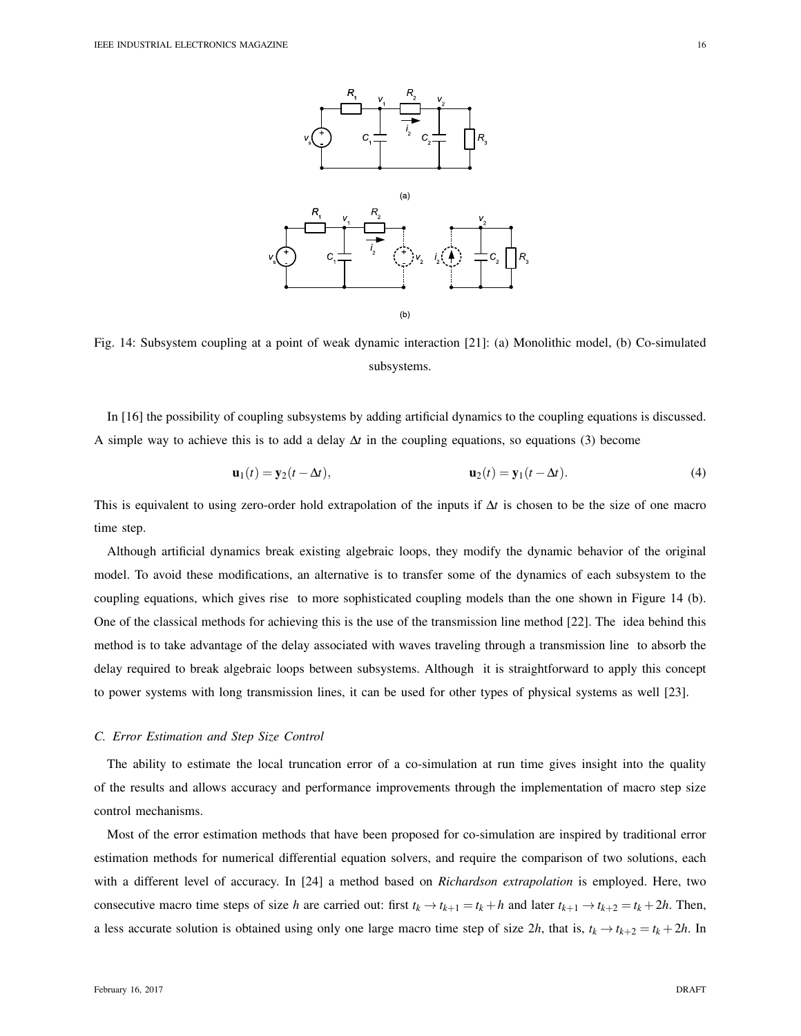Fig. 14: Subsystem coupling at a point of weak dynamic interaction [21]: (a) Monolithic model, (b) Co-simulated subsystems.

In [16] the possibility of coupling subsystems by adding artificial dynamics to the coupling equations is discussed. A simple way to achieve this is to add a delay $\Delta t$ in the coupling equations, so equations (3) become

$$\mathbf{u}_1(t) = \mathbf{y}_2(t - \Delta t), \qquad \mathbf{u}_2(t) = \mathbf{y}_1(t - \Delta t). \tag{4}$$

This is equivalent to using zero-order hold extrapolation of the inputs if $\Delta t$ is chosen to be the size of one macro time step.

Although artificial dynamics break existing algebraic loops, they modify the dynamic behavior of the original model. To avoid these modifications, an alternative is to transfer some of the dynamics of each subsystem to the coupling equations, which gives rise to more sophisticated coupling models than the one shown in Figure 14 (b). One of the classical methods for achieving this is the use of the transmission line method [22]. The idea behind this method is to take advantage of the delay associated with waves traveling through a transmission line to absorb the delay required to break algebraic loops between subsystems. Although it is straightforward to apply this concept to power systems with long transmission lines, it can be used for other types of physical systems as well [23].

### C. Error Estimation and Step Size Control

The ability to estimate the local truncation error of a co-simulation at run time gives insight into the quality of the results and allows accuracy and performance improvements through the implementation of macro step size control mechanisms.

Most of the error estimation methods that have been proposed for co-simulation are inspired by traditional error estimation methods for numerical differential equation solvers, and require the comparison of two solutions, each with a different level of accuracy. In [24] a method based on *Richardson extrapolation* is employed. Here, two consecutive macro time steps of size $h$ are carried out: first $t_k \to t_{k+1} = t_k + h$ and later $t_{k+1} \to t_{k+2} = t_k + 2h$. Then, a less accurate solution is obtained using only one large macro time step of size $2h$, that is, $t_k \to t_{k+2} = t_k + 2h$. In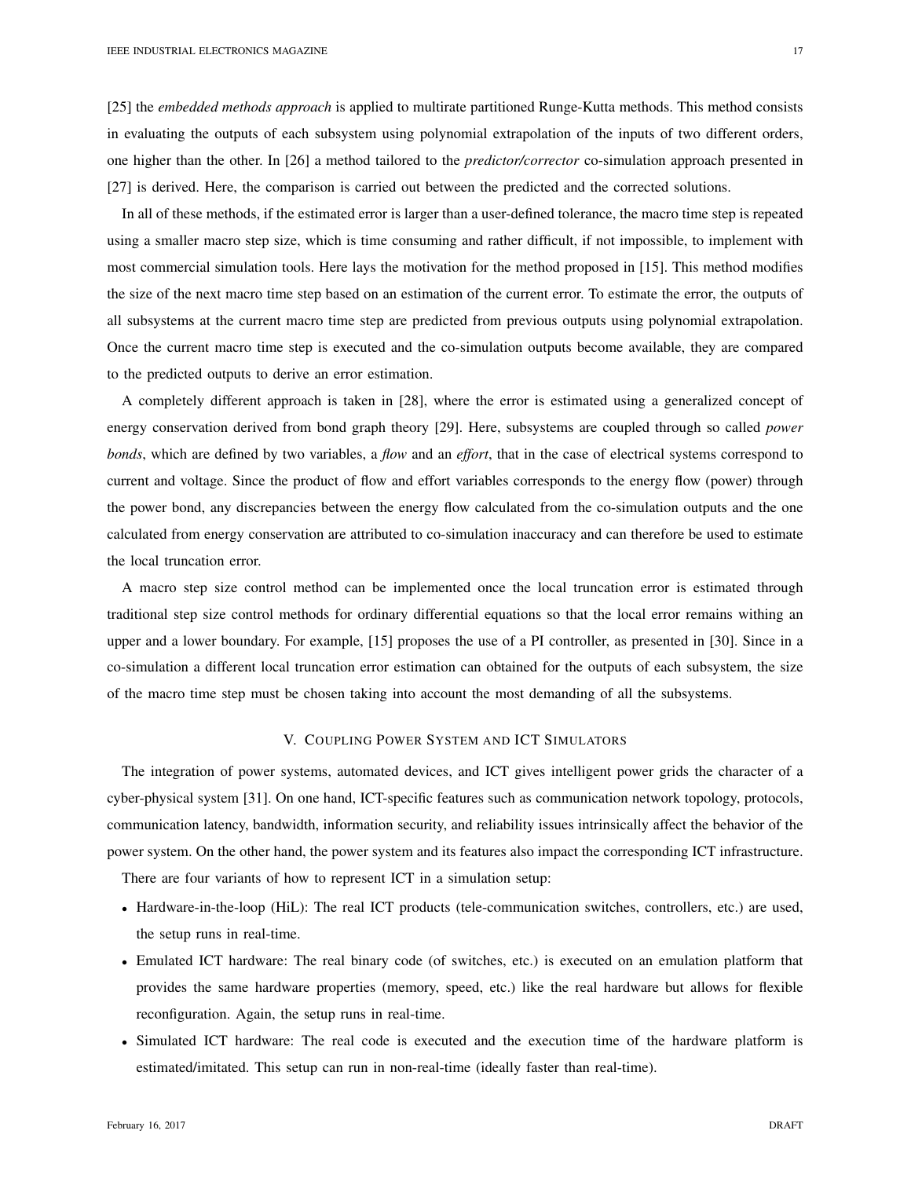[25] the *embedded methods approach* is applied to multirate partitioned Runge-Kutta methods. This method consists in evaluating the outputs of each subsystem using polynomial extrapolation of the inputs of two different orders, one higher than the other. In [26] a method tailored to the *predictor/corrector* co-simulation approach presented in [27] is derived. Here, the comparison is carried out between the predicted and the corrected solutions.

In all of these methods, if the estimated error is larger than a user-defined tolerance, the macro time step is repeated using a smaller macro step size, which is time consuming and rather difficult, if not impossible, to implement with most commercial simulation tools. Here lays the motivation for the method proposed in [15]. This method modifies the size of the next macro time step based on an estimation of the current error. To estimate the error, the outputs of all subsystems at the current macro time step are predicted from previous outputs using polynomial extrapolation. Once the current macro time step is executed and the co-simulation outputs become available, they are compared to the predicted outputs to derive an error estimation.

A completely different approach is taken in [28], where the error is estimated using a generalized concept of energy conservation derived from bond graph theory [29]. Here, subsystems are coupled through so called *power bonds*, which are defined by two variables, a *flow* and an *effort*, that in the case of electrical systems correspond to current and voltage. Since the product of flow and effort variables corresponds to the energy flow (power) through the power bond, any discrepancies between the energy flow calculated from the co-simulation outputs and the one calculated from energy conservation are attributed to co-simulation inaccuracy and can therefore be used to estimate the local truncation error.

A macro step size control method can be implemented once the local truncation error is estimated through traditional step size control methods for ordinary differential equations so that the local error remains withing an upper and a lower boundary. For example, [15] proposes the use of a PI controller, as presented in [30]. Since in a co-simulation a different local truncation error estimation can obtained for the outputs of each subsystem, the size of the macro time step must be chosen taking into account the most demanding of all the subsystems.

## V. Coupling Power System and ICT Simulators

The integration of power systems, automated devices, and ICT gives intelligent power grids the character of a cyber-physical system [31]. On one hand, ICT-specific features such as communication network topology, protocols, communication latency, bandwidth, information security, and reliability issues intrinsically affect the behavior of the power system. On the other hand, the power system and its features also impact the corresponding ICT infrastructure.

There are four variants of how to represent ICT in a simulation setup:

- Hardware-in-the-loop (HiL): The real ICT products (tele-communication switches, controllers, etc.) are used, the setup runs in real-time.
- Emulated ICT hardware: The real binary code (of switches, etc.) is executed on an emulation platform that provides the same hardware properties (memory, speed, etc.) like the real hardware but allows for flexible reconfiguration. Again, the setup runs in real-time.
- Simulated ICT hardware: The real code is executed and the execution time of the hardware platform is estimated/imitated. This setup can run in non-real-time (ideally faster than real-time).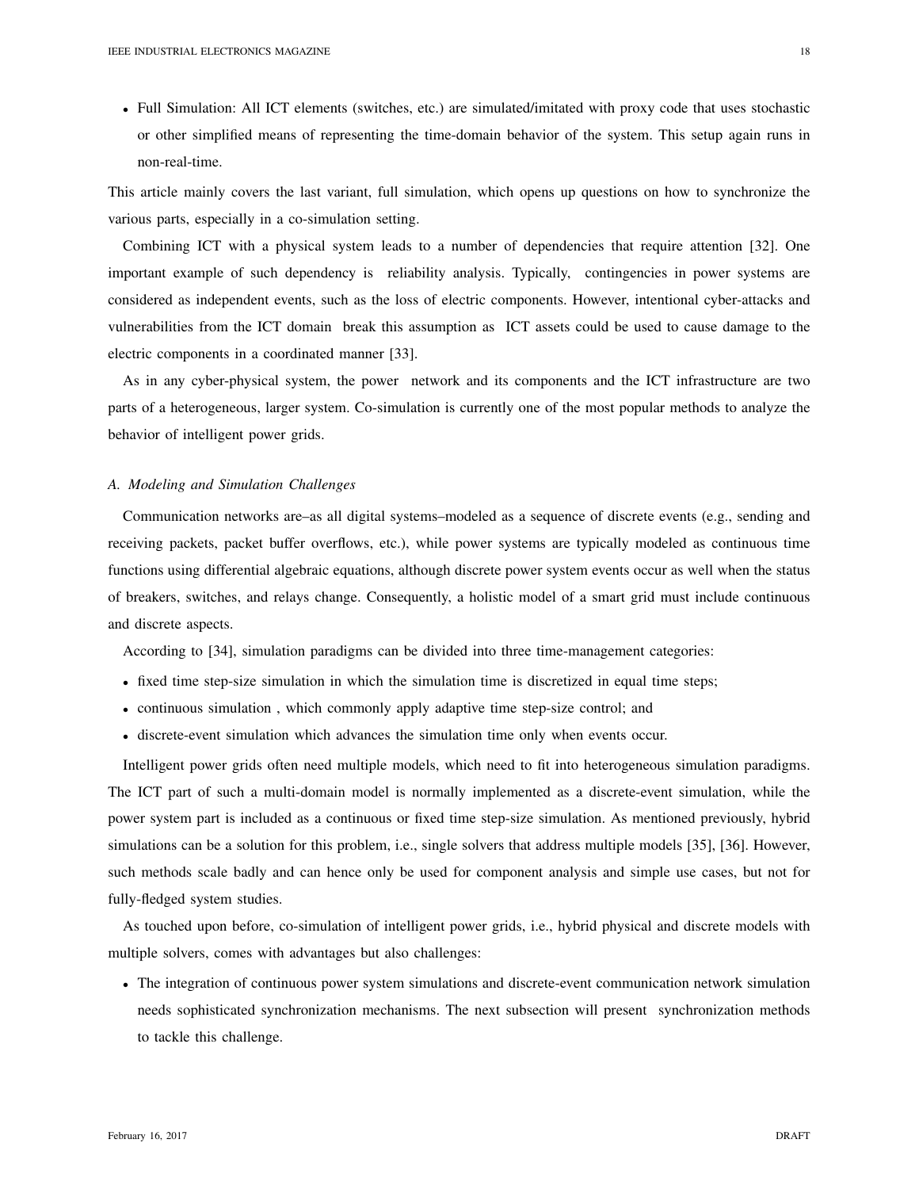- Full Simulation: All ICT elements (switches, etc.) are simulated/imitated with proxy code that uses stochastic or other simplified means of representing the time-domain behavior of the system. This setup again runs in non-real-time.

This article mainly covers the last variant, full simulation, which opens up questions on how to synchronize the various parts, especially in a co-simulation setting.

Combining ICT with a physical system leads to a number of dependencies that require attention [32]. One important example of such dependency is reliability analysis. Typically, contingencies in power systems are considered as independent events, such as the loss of electric components. However, intentional cyber-attacks and vulnerabilities from the ICT domain break this assumption as ICT assets could be used to cause damage to the electric components in a coordinated manner [33].

As in any cyber-physical system, the power network and its components and the ICT infrastructure are two parts of a heterogeneous, larger system. Co-simulation is currently one of the most popular methods to analyze the behavior of intelligent power grids.

### *A. Modeling and Simulation Challenges*

Communication networks are–as all digital systems–modeled as a sequence of discrete events (e.g., sending and receiving packets, packet buffer overflows, etc.), while power systems are typically modeled as continuous time functions using differential algebraic equations, although discrete power system events occur as well when the status of breakers, switches, and relays change. Consequently, a holistic model of a smart grid must include continuous and discrete aspects.

According to [34], simulation paradigms can be divided into three time-management categories:

- fixed time step-size simulation in which the simulation time is discretized in equal time steps;
- continuous simulation , which commonly apply adaptive time step-size control; and
- discrete-event simulation which advances the simulation time only when events occur.

Intelligent power grids often need multiple models, which need to fit into heterogeneous simulation paradigms. The ICT part of such a multi-domain model is normally implemented as a discrete-event simulation, while the power system part is included as a continuous or fixed time step-size simulation. As mentioned previously, hybrid simulations can be a solution for this problem, i.e., single solvers that address multiple models [35], [36]. However, such methods scale badly and can hence only be used for component analysis and simple use cases, but not for fully-fledged system studies.

As touched upon before, co-simulation of intelligent power grids, i.e., hybrid physical and discrete models with multiple solvers, comes with advantages but also challenges:

- The integration of continuous power system simulations and discrete-event communication network simulation needs sophisticated synchronization mechanisms. The next subsection will present synchronization methods to tackle this challenge.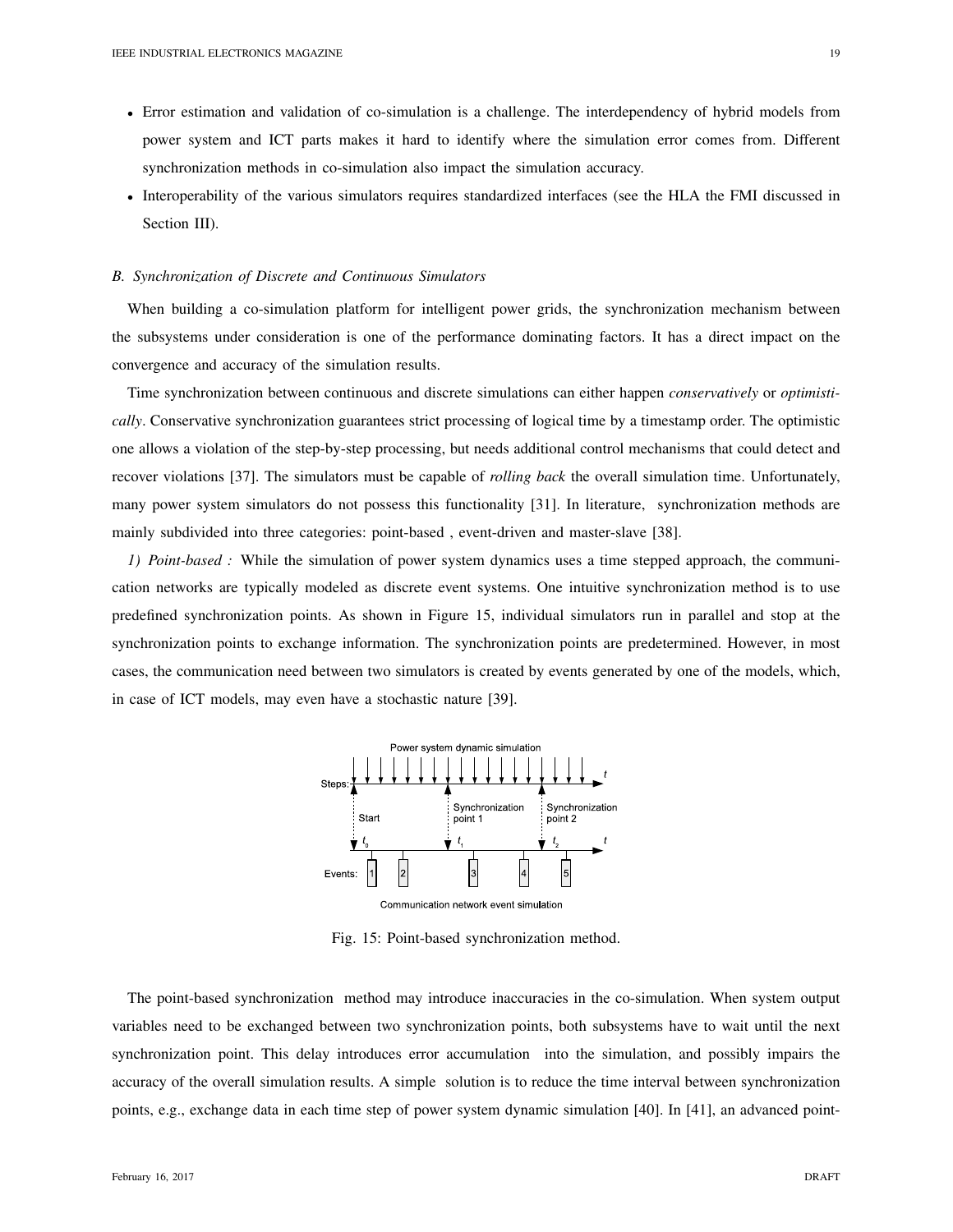- Error estimation and validation of co-simulation is a challenge. The interdependency of hybrid models from power system and ICT parts makes it hard to identify where the simulation error comes from. Different synchronization methods in co-simulation also impact the simulation accuracy.
- Interoperability of the various simulators requires standardized interfaces (see the HLA the FMI discussed in Section III).

### *B. Synchronization of Discrete and Continuous Simulators*

When building a co-simulation platform for intelligent power grids, the synchronization mechanism between the subsystems under consideration is one of the performance dominating factors. It has a direct impact on the convergence and accuracy of the simulation results.

Time synchronization between continuous and discrete simulations can either happen *conservatively* or *optimistically*. Conservative synchronization guarantees strict processing of logical time by a timestamp order. The optimistic one allows a violation of the step-by-step processing, but needs additional control mechanisms that could detect and recover violations [37]. The simulators must be capable of *rolling back* the overall simulation time. Unfortunately, many power system simulators do not possess this functionality [31]. In literature, synchronization methods are mainly subdivided into three categories: point-based , event-driven and master-slave [38].

*1) Point-based :* While the simulation of power system dynamics uses a time stepped approach, the communication networks are typically modeled as discrete event systems. One intuitive synchronization method is to use predefined synchronization points. As shown in Figure 15, individual simulators run in parallel and stop at the synchronization points to exchange information. The synchronization points are predetermined. However, in most cases, the communication need between two simulators is created by events generated by one of the models, which, in case of ICT models, may even have a stochastic nature [39].

Fig. 15: Point-based synchronization method.

The point-based synchronization method may introduce inaccuracies in the co-simulation. When system output variables need to be exchanged between two synchronization points, both subsystems have to wait until the next synchronization point. This delay introduces error accumulation into the simulation, and possibly impairs the accuracy of the overall simulation results. A simple solution is to reduce the time interval between synchronization points, e.g., exchange data in each time step of power system dynamic simulation [40]. In [41], an advanced point-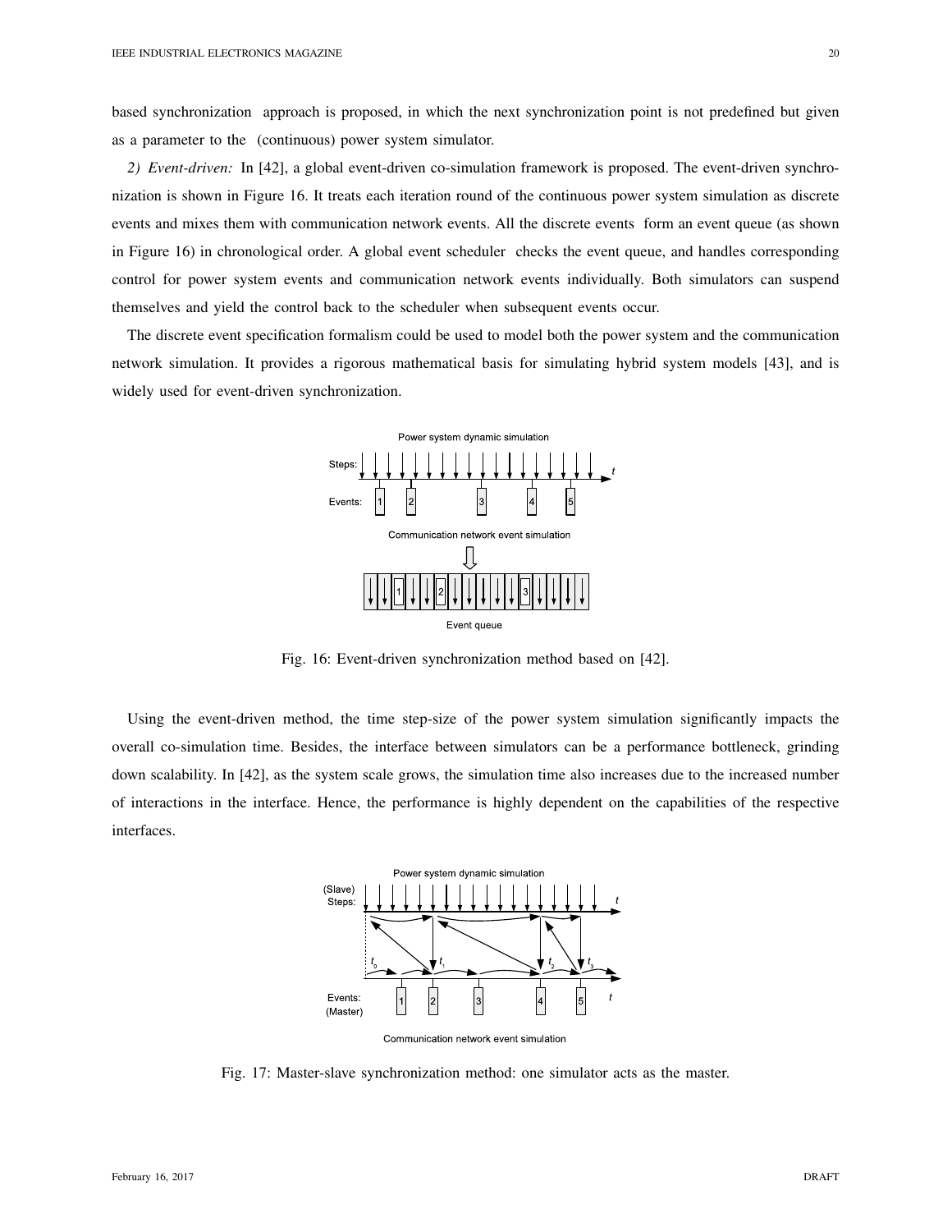based synchronization approach is proposed, in which the next synchronization point is not predefined but given as a parameter to the (continuous) power system simulator.

*2) Event-driven:* In [42], a global event-driven co-simulation framework is proposed. The event-driven synchronization is shown in Figure 16. It treats each iteration round of the continuous power system simulation as discrete events and mixes them with communication network events. All the discrete events form an event queue (as shown in Figure 16) in chronological order. A global event scheduler checks the event queue, and handles corresponding control for power system events and communication network events individually. Both simulators can suspend themselves and yield the control back to the scheduler when subsequent events occur.

The discrete event specification formalism could be used to model both the power system and the communication network simulation. It provides a rigorous mathematical basis for simulating hybrid system models [43], and is widely used for event-driven synchronization.

Fig. 16: Event-driven synchronization method based on [42].

Using the event-driven method, the time step-size of the power system simulation significantly impacts the overall co-simulation time. Besides, the interface between simulators can be a performance bottleneck, grinding down scalability. In [42], as the system scale grows, the simulation time also increases due to the increased number of interactions in the interface. Hence, the performance is highly dependent on the capabilities of the respective interfaces.

Fig. 17: Master-slave synchronization method: one simulator acts as the master.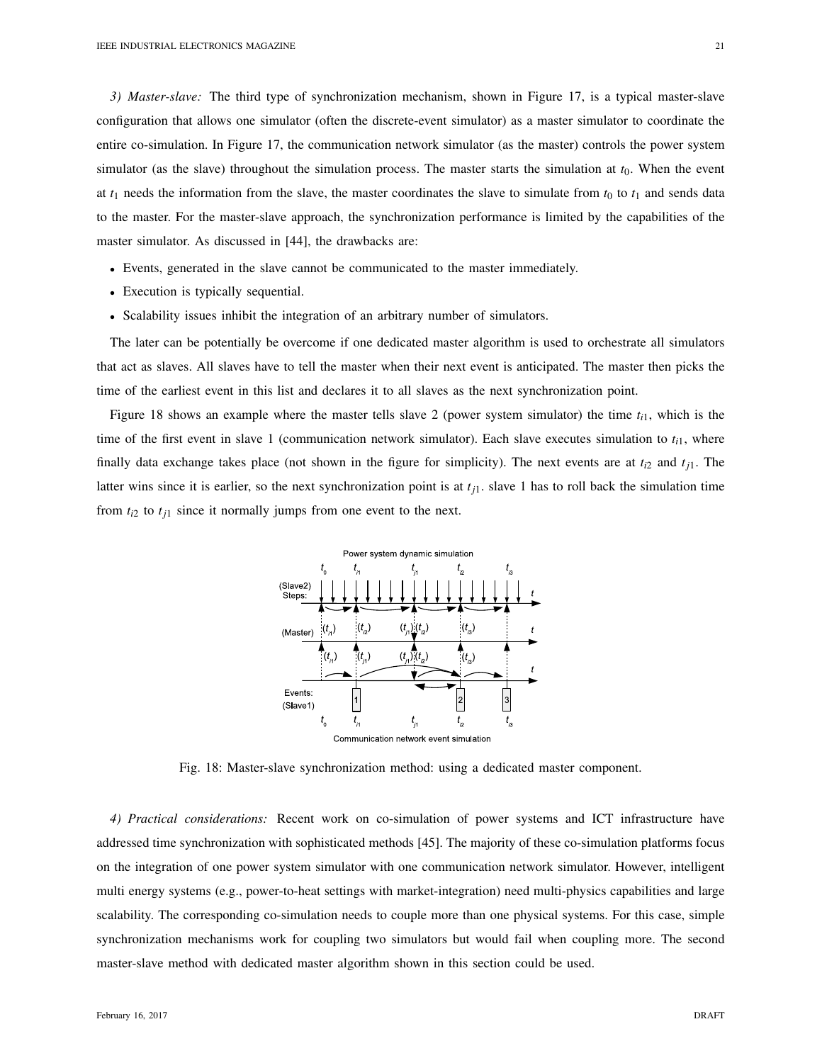*3) Master-slave:* The third type of synchronization mechanism, shown in Figure 17, is a typical master-slave configuration that allows one simulator (often the discrete-event simulator) as a master simulator to coordinate the entire co-simulation. In Figure 17, the communication network simulator (as the master) controls the power system simulator (as the slave) throughout the simulation process. The master starts the simulation at $t_0$. When the event at $t_1$ needs the information from the slave, the master coordinates the slave to simulate from $t_0$ to $t_1$ and sends data to the master. For the master-slave approach, the synchronization performance is limited by the capabilities of the master simulator. As discussed in [44], the drawbacks are:

- Events, generated in the slave cannot be communicated to the master immediately.
- Execution is typically sequential.
- Scalability issues inhibit the integration of an arbitrary number of simulators.

The later can be potentially be overcome if one dedicated master algorithm is used to orchestrate all simulators that act as slaves. All slaves have to tell the master when their next event is anticipated. The master then picks the time of the earliest event in this list and declares it to all slaves as the next synchronization point.

Figure 18 shows an example where the master tells slave 2 (power system simulator) the time $t_{i1}$, which is the time of the first event in slave 1 (communication network simulator). Each slave executes simulation to $t_{i1}$, where finally data exchange takes place (not shown in the figure for simplicity). The next events are at $t_{i2}$ and $t_{j1}$. The latter wins since it is earlier, so the next synchronization point is at $t_{j1}$. slave 1 has to roll back the simulation time from $t_{i2}$ to $t_{j1}$ since it normally jumps from one event to the next.

Fig. 18: Master-slave synchronization method: using a dedicated master component.

*4) Practical considerations:* Recent work on co-simulation of power systems and ICT infrastructure have addressed time synchronization with sophisticated methods [45]. The majority of these co-simulation platforms focus on the integration of one power system simulator with one communication network simulator. However, intelligent multi energy systems (e.g., power-to-heat settings with market-integration) need multi-physics capabilities and large scalability. The corresponding co-simulation needs to couple more than one physical systems. For this case, simple synchronization mechanisms work for coupling two simulators but would fail when coupling more. The second master-slave method with dedicated master algorithm shown in this section could be used.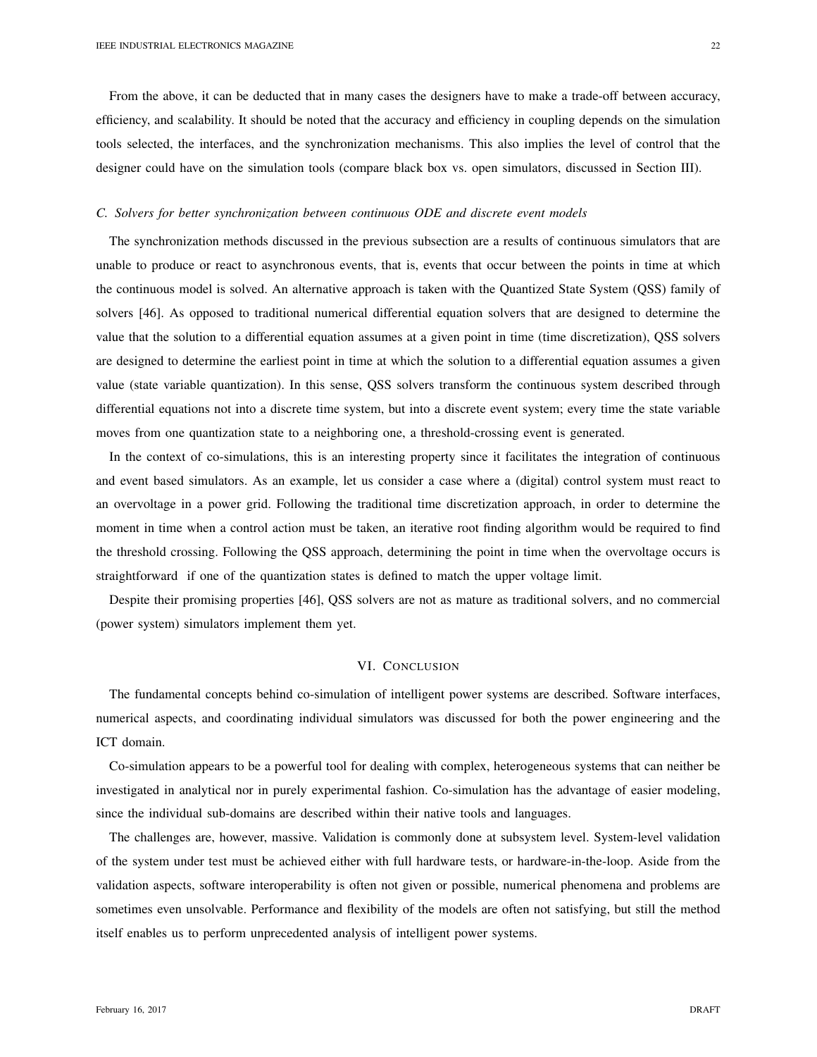From the above, it can be deducted that in many cases the designers have to make a trade-off between accuracy, efficiency, and scalability. It should be noted that the accuracy and efficiency in coupling depends on the simulation tools selected, the interfaces, and the synchronization mechanisms. This also implies the level of control that the designer could have on the simulation tools (compare black box vs. open simulators, discussed in Section III).

### *C. Solvers for better synchronization between continuous ODE and discrete event models*

The synchronization methods discussed in the previous subsection are a results of continuous simulators that are unable to produce or react to asynchronous events, that is, events that occur between the points in time at which the continuous model is solved. An alternative approach is taken with the Quantized State System (QSS) family of solvers [46]. As opposed to traditional numerical differential equation solvers that are designed to determine the value that the solution to a differential equation assumes at a given point in time (time discretization), QSS solvers are designed to determine the earliest point in time at which the solution to a differential equation assumes a given value (state variable quantization). In this sense, QSS solvers transform the continuous system described through differential equations not into a discrete time system, but into a discrete event system; every time the state variable moves from one quantization state to a neighboring one, a threshold-crossing event is generated.

In the context of co-simulations, this is an interesting property since it facilitates the integration of continuous and event based simulators. As an example, let us consider a case where a (digital) control system must react to an overvoltage in a power grid. Following the traditional time discretization approach, in order to determine the moment in time when a control action must be taken, an iterative root finding algorithm would be required to find the threshold crossing. Following the QSS approach, determining the point in time when the overvoltage occurs is straightforward if one of the quantization states is defined to match the upper voltage limit.

Despite their promising properties [46], QSS solvers are not as mature as traditional solvers, and no commercial (power system) simulators implement them yet.

## VI. Conclusion

The fundamental concepts behind co-simulation of intelligent power systems are described. Software interfaces, numerical aspects, and coordinating individual simulators was discussed for both the power engineering and the ICT domain.

Co-simulation appears to be a powerful tool for dealing with complex, heterogeneous systems that can neither be investigated in analytical nor in purely experimental fashion. Co-simulation has the advantage of easier modeling, since the individual sub-domains are described within their native tools and languages.

The challenges are, however, massive. Validation is commonly done at subsystem level. System-level validation of the system under test must be achieved either with full hardware tests, or hardware-in-the-loop. Aside from the validation aspects, software interoperability is often not given or possible, numerical phenomena and problems are sometimes even unsolvable. Performance and flexibility of the models are often not satisfying, but still the method itself enables us to perform unprecedented analysis of intelligent power systems.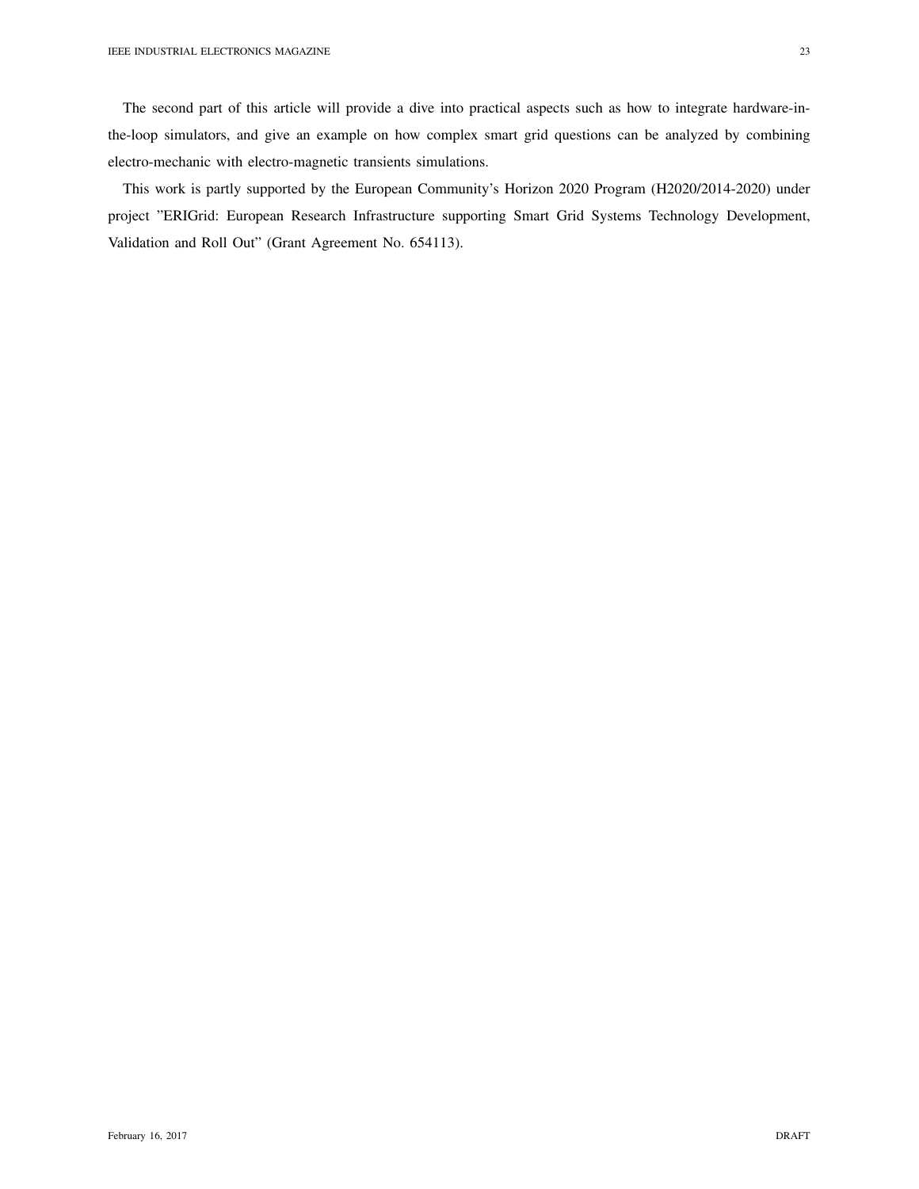The second part of this article will provide a dive into practical aspects such as how to integrate hardware-in-the-loop simulators, and give an example on how complex smart grid questions can be analyzed by combining electro-mechanic with electro-magnetic transients simulations.

This work is partly supported by the European Community's Horizon 2020 Program (H2020/2014-2020) under project "ERIGrid: European Research Infrastructure supporting Smart Grid Systems Technology Development, Validation and Roll Out" (Grant Agreement No. 654113).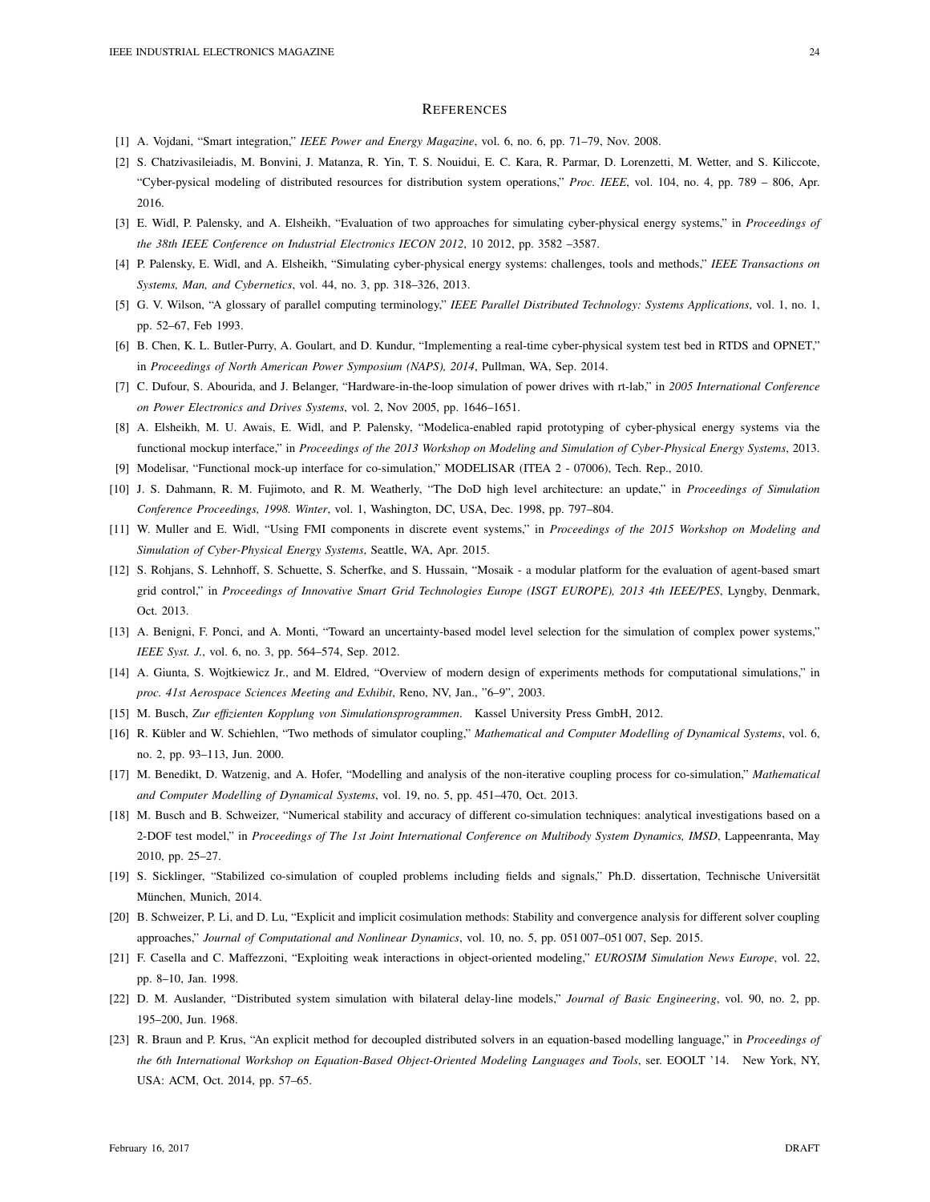# References

[1] A. Vojdani, "Smart integration," *IEEE Power and Energy Magazine*, vol. 6, no. 6, pp. 71–79, Nov. 2008.

[2] S. Chatzivasileiadis, M. Bonvini, J. Matanza, R. Yin, T. S. Nouidui, E. C. Kara, R. Parmar, D. Lorenzetti, M. Wetter, and S. Kiliccote, "Cyber-pysical modeling of distributed resources for distribution system operations," *Proc. IEEE*, vol. 104, no. 4, pp. 789 – 806, Apr. 2016.

[3] E. Widl, P. Palensky, and A. Elsheikh, "Evaluation of two approaches for simulating cyber-physical energy systems," in *Proceedings of the 38th IEEE Conference on Industrial Electronics IECON 2012*, 10 2012, pp. 3582 –3587.

[4] P. Palensky, E. Widl, and A. Elsheikh, "Simulating cyber-physical energy systems: challenges, tools and methods," *IEEE Transactions on Systems, Man, and Cybernetics*, vol. 44, no. 3, pp. 318–326, 2013.

[5] G. V. Wilson, "A glossary of parallel computing terminology," *IEEE Parallel Distributed Technology: Systems Applications*, vol. 1, no. 1, pp. 52–67, Feb 1993.

[6] B. Chen, K. L. Butler-Purry, A. Goulart, and D. Kundur, "Implementing a real-time cyber-physical system test bed in RTDS and OPNET," in *Proceedings of North American Power Symposium (NAPS), 2014*, Pullman, WA, Sep. 2014.

[7] C. Dufour, S. Abourida, and J. Belanger, "Hardware-in-the-loop simulation of power drives with rt-lab," in *2005 International Conference on Power Electronics and Drives Systems*, vol. 2, Nov 2005, pp. 1646–1651.

[8] A. Elsheikh, M. U. Awais, E. Widl, and P. Palensky, "Modelica-enabled rapid prototyping of cyber-physical energy systems via the functional mockup interface," in *Proceedings of the 2013 Workshop on Modeling and Simulation of Cyber-Physical Energy Systems*, 2013.

[9] Modelisar, "Functional mock-up interface for co-simulation," MODELISAR (ITEA 2 - 07006), Tech. Rep., 2010.

[10] J. S. Dahmann, R. M. Fujimoto, and R. M. Weatherly, "The DoD high level architecture: an update," in *Proceedings of Simulation Conference Proceedings, 1998. Winter*, vol. 1, Washington, DC, USA, Dec. 1998, pp. 797–804.

[11] W. Muller and E. Widl, "Using FMI components in discrete event systems," in *Proceedings of the 2015 Workshop on Modeling and Simulation of Cyber-Physical Energy Systems*, Seattle, WA, Apr. 2015.

[12] S. Rohjans, S. Lehnhoff, S. Schuette, S. Scherfke, and S. Hussain, "Mosaik - a modular platform for the evaluation of agent-based smart grid control," in *Proceedings of Innovative Smart Grid Technologies Europe (ISGT EUROPE), 2013 4th IEEE/PES*, Lyngby, Denmark, Oct. 2013.

[13] A. Benigni, F. Ponci, and A. Monti, "Toward an uncertainty-based model level selection for the simulation of complex power systems," *IEEE Syst. J.*, vol. 6, no. 3, pp. 564–574, Sep. 2012.

[14] A. Giunta, S. Wojtkiewicz Jr., and M. Eldred, "Overview of modern design of experiments methods for computational simulations," in *proc. 41st Aerospace Sciences Meeting and Exhibit*, Reno, NV, Jan., "6–9", 2003.

[15] M. Busch, *Zur effizienten Kopplung von Simulationsprogrammen*. Kassel University Press GmbH, 2012.

[16] R. Kübler and W. Schiehlen, "Two methods of simulator coupling," *Mathematical and Computer Modelling of Dynamical Systems*, vol. 6, no. 2, pp. 93–113, Jun. 2000.

[17] M. Benedikt, D. Watzenig, and A. Hofer, "Modelling and analysis of the non-iterative coupling process for co-simulation," *Mathematical and Computer Modelling of Dynamical Systems*, vol. 19, no. 5, pp. 451–470, Oct. 2013.

[18] M. Busch and B. Schweizer, "Numerical stability and accuracy of different co-simulation techniques: analytical investigations based on a 2-DOF test model," in *Proceedings of The 1st Joint International Conference on Multibody System Dynamics, IMSD*, Lappeenranta, May 2010, pp. 25–27.

[19] S. Sicklinger, "Stabilized co-simulation of coupled problems including fields and signals," Ph.D. dissertation, Technische Universität München, Munich, 2014.

[20] B. Schweizer, P. Li, and D. Lu, "Explicit and implicit cosimulation methods: Stability and convergence analysis for different solver coupling approaches," *Journal of Computational and Nonlinear Dynamics*, vol. 10, no. 5, pp. 051 007–051 007, Sep. 2015.

[21] F. Casella and C. Maffezzoni, "Exploiting weak interactions in object-oriented modeling," *EUROSIM Simulation News Europe*, vol. 22, pp. 8–10, Jan. 1998.

[22] D. M. Auslander, "Distributed system simulation with bilateral delay-line models," *Journal of Basic Engineering*, vol. 90, no. 2, pp. 195–200, Jun. 1968.

[23] R. Braun and P. Krus, "An explicit method for decoupled distributed solvers in an equation-based modelling language," in *Proceedings of the 6th International Workshop on Equation-Based Object-Oriented Modeling Languages and Tools*, ser. EOOLT '14. New York, NY, USA: ACM, Oct. 2014, pp. 57–65.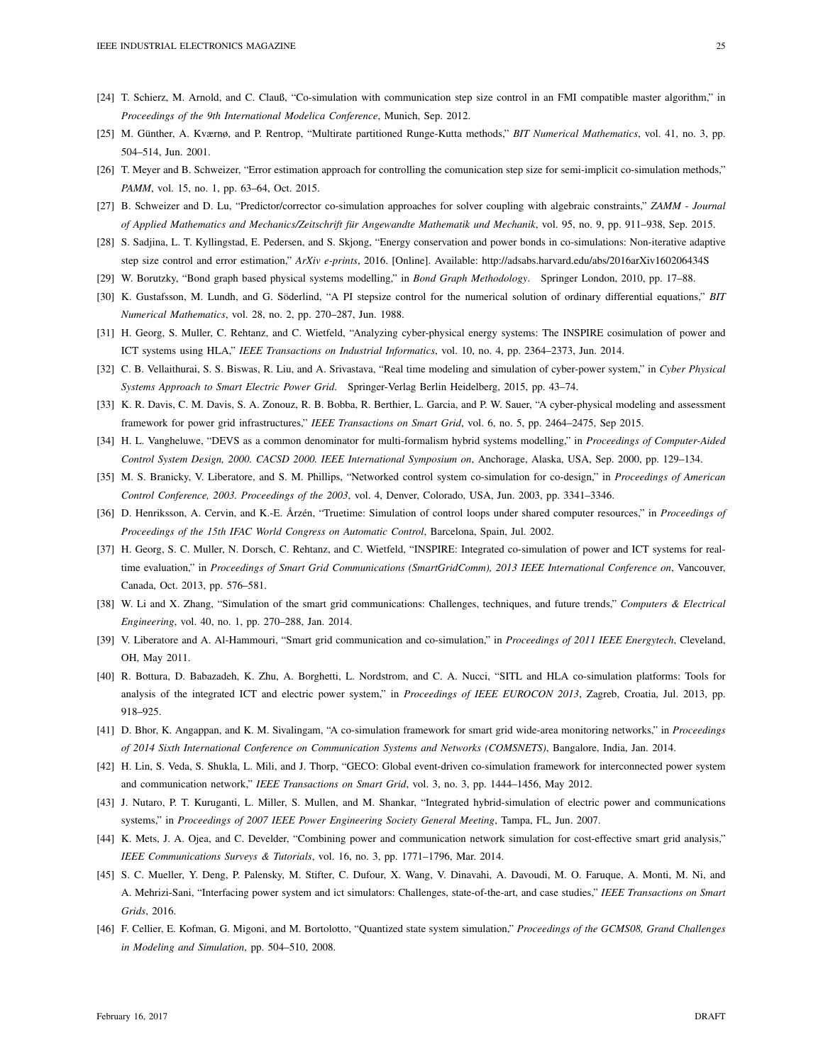[24] T. Schierz, M. Arnold, and C. Clauß, "Co-simulation with communication step size control in an FMI compatible master algorithm," in *Proceedings of the 9th International Modelica Conference*, Munich, Sep. 2012.

[25] M. Günther, A. Kværnø, and P. Rentrop, "Multirate partitioned Runge-Kutta methods," *BIT Numerical Mathematics*, vol. 41, no. 3, pp. 504–514, Jun. 2001.

[26] T. Meyer and B. Schweizer, "Error estimation approach for controlling the comunication step size for semi-implicit co-simulation methods," *PAMM*, vol. 15, no. 1, pp. 63–64, Oct. 2015.

[27] B. Schweizer and D. Lu, "Predictor/corrector co-simulation approaches for solver coupling with algebraic constraints," *ZAMM - Journal of Applied Mathematics and Mechanics/Zeitschrift für Angewandte Mathematik und Mechanik*, vol. 95, no. 9, pp. 911–938, Sep. 2015.

[28] S. Sadjina, L. T. Kyllingstad, E. Pedersen, and S. Skjong, "Energy conservation and power bonds in co-simulations: Non-iterative adaptive step size control and error estimation," *ArXiv e-prints*, 2016. [Online]. Available: http://adsabs.harvard.edu/abs/2016arXiv160206434S

[29] W. Borutzky, "Bond graph based physical systems modelling," in *Bond Graph Methodology*. Springer London, 2010, pp. 17–88.

[30] K. Gustafsson, M. Lundh, and G. Söderlind, "A PI stepsize control for the numerical solution of ordinary differential equations," *BIT Numerical Mathematics*, vol. 28, no. 2, pp. 270–287, Jun. 1988.

[31] H. Georg, S. Muller, C. Rehtanz, and C. Wietfeld, "Analyzing cyber-physical energy systems: The INSPIRE cosimulation of power and ICT systems using HLA," *IEEE Transactions on Industrial Informatics*, vol. 10, no. 4, pp. 2364–2373, Jun. 2014.

[32] C. B. Vellaithurai, S. S. Biswas, R. Liu, and A. Srivastava, "Real time modeling and simulation of cyber-power system," in *Cyber Physical Systems Approach to Smart Electric Power Grid*. Springer-Verlag Berlin Heidelberg, 2015, pp. 43–74.

[33] K. R. Davis, C. M. Davis, S. A. Zonouz, R. B. Bobba, R. Berthier, L. Garcia, and P. W. Sauer, "A cyber-physical modeling and assessment framework for power grid infrastructures," *IEEE Transactions on Smart Grid*, vol. 6, no. 5, pp. 2464–2475, Sep 2015.

[34] H. L. Vangheluwe, "DEVS as a common denominator for multi-formalism hybrid systems modelling," in *Proceedings of Computer-Aided Control System Design, 2000. CACSD 2000. IEEE International Symposium on*, Anchorage, Alaska, USA, Sep. 2000, pp. 129–134.

[35] M. S. Branicky, V. Liberatore, and S. M. Phillips, "Networked control system co-simulation for co-design," in *Proceedings of American Control Conference, 2003. Proceedings of the 2003*, vol. 4, Denver, Colorado, USA, Jun. 2003, pp. 3341–3346.

[36] D. Henriksson, A. Cervin, and K.-E. Årzén, "Truetime: Simulation of control loops under shared computer resources," in *Proceedings of Proceedings of the 15th IFAC World Congress on Automatic Control*, Barcelona, Spain, Jul. 2002.

[37] H. Georg, S. C. Muller, N. Dorsch, C. Rehtanz, and C. Wietfeld, "INSPIRE: Integrated co-simulation of power and ICT systems for real-time evaluation," in *Proceedings of Smart Grid Communications (SmartGridComm), 2013 IEEE International Conference on*, Vancouver, Canada, Oct. 2013, pp. 576–581.

[38] W. Li and X. Zhang, "Simulation of the smart grid communications: Challenges, techniques, and future trends," *Computers & Electrical Engineering*, vol. 40, no. 1, pp. 270–288, Jan. 2014.

[39] V. Liberatore and A. Al-Hammouri, "Smart grid communication and co-simulation," in *Proceedings of 2011 IEEE Energytech*, Cleveland, OH, May 2011.

[40] R. Bottura, D. Babazadeh, K. Zhu, A. Borghetti, L. Nordstrom, and C. A. Nucci, "SITL and HLA co-simulation platforms: Tools for analysis of the integrated ICT and electric power system," in *Proceedings of IEEE EUROCON 2013*, Zagreb, Croatia, Jul. 2013, pp. 918–925.

[41] D. Bhor, K. Angappan, and K. M. Sivalingam, "A co-simulation framework for smart grid wide-area monitoring networks," in *Proceedings of 2014 Sixth International Conference on Communication Systems and Networks (COMSNETS)*, Bangalore, India, Jan. 2014.

[42] H. Lin, S. Veda, S. Shukla, L. Mili, and J. Thorp, "GECO: Global event-driven co-simulation framework for interconnected power system and communication network," *IEEE Transactions on Smart Grid*, vol. 3, no. 3, pp. 1444–1456, May 2012.

[43] J. Nutaro, P. T. Kuruganti, L. Miller, S. Mullen, and M. Shankar, "Integrated hybrid-simulation of electric power and communications systems," in *Proceedings of 2007 IEEE Power Engineering Society General Meeting*, Tampa, FL, Jun. 2007.

[44] K. Mets, J. A. Ojea, and C. Develder, "Combining power and communication network simulation for cost-effective smart grid analysis," *IEEE Communications Surveys & Tutorials*, vol. 16, no. 3, pp. 1771–1796, Mar. 2014.

[45] S. C. Mueller, Y. Deng, P. Palensky, M. Stifter, C. Dufour, X. Wang, V. Dinavahi, A. Davoudi, M. O. Faruque, A. Monti, M. Ni, and A. Mehrizi-Sani, "Interfacing power system and ict simulators: Challenges, state-of-the-art, and case studies," *IEEE Transactions on Smart Grids*, 2016.

[46] F. Cellier, E. Kofman, G. Migoni, and M. Bortolotto, "Quantized state system simulation," *Proceedings of the GCMS08, Grand Challenges in Modeling and Simulation*, pp. 504–510, 2008.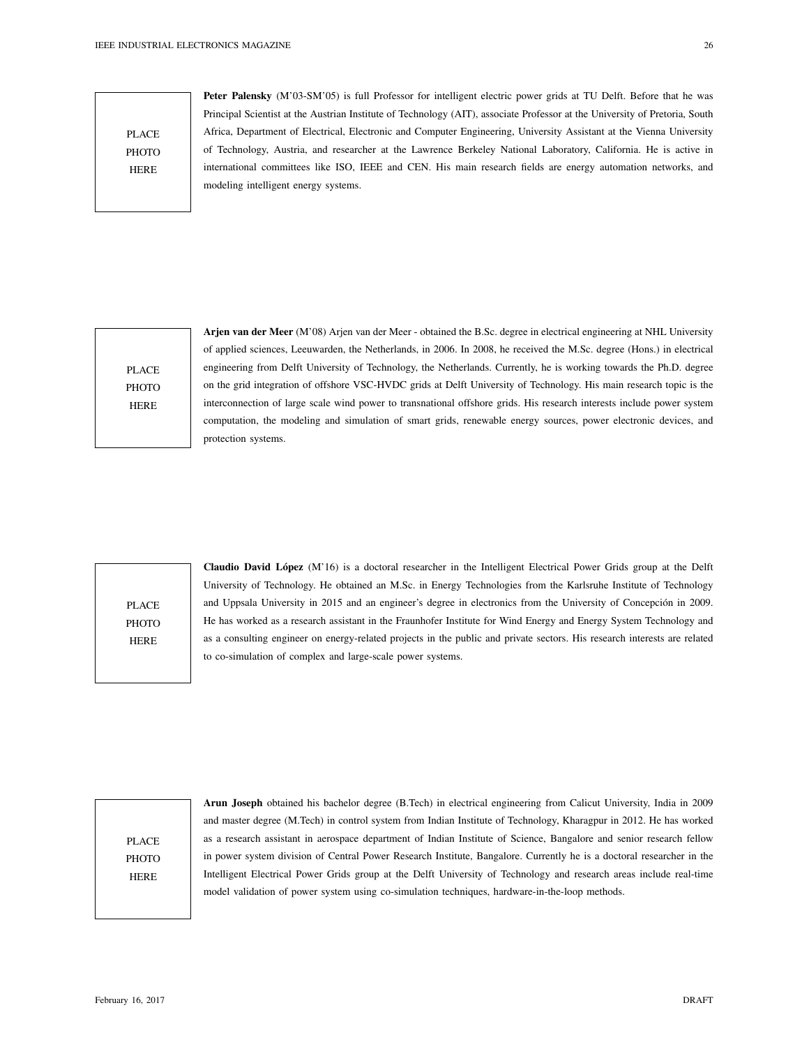**Peter Palensky** (M'03-SM'05) is full Professor for intelligent electric power grids at TU Delft. Before that he was Principal Scientist at the Austrian Institute of Technology (AIT), associate Professor at the University of Pretoria, South Africa, Department of Electrical, Electronic and Computer Engineering, University Assistant at the Vienna University of Technology, Austria, and researcher at the Lawrence Berkeley National Laboratory, California. He is active in international committees like ISO, IEEE and CEN. His main research fields are energy automation networks, and modeling intelligent energy systems.

**Arjen van der Meer** (M'08) Arjen van der Meer - obtained the B.Sc. degree in electrical engineering at NHL University of applied sciences, Leeuwarden, the Netherlands, in 2006. In 2008, he received the M.Sc. degree (Hons.) in electrical engineering from Delft University of Technology, the Netherlands. Currently, he is working towards the Ph.D. degree on the grid integration of offshore VSC-HVDC grids at Delft University of Technology. His main research topic is the interconnection of large scale wind power to transnational offshore grids. His research interests include power system computation, the modeling and simulation of smart grids, renewable energy sources, power electronic devices, and protection systems.

**Claudio David López** (M'16) is a doctoral researcher in the Intelligent Electrical Power Grids group at the Delft University of Technology. He obtained an M.Sc. in Energy Technologies from the Karlsruhe Institute of Technology and Uppsala University in 2015 and an engineer's degree in electronics from the University of Concepción in 2009. He has worked as a research assistant in the Fraunhofer Institute for Wind Energy and Energy System Technology and as a consulting engineer on energy-related projects in the public and private sectors. His research interests are related to co-simulation of complex and large-scale power systems.

**Arun Joseph** obtained his bachelor degree (B.Tech) in electrical engineering from Calicut University, India in 2009 and master degree (M.Tech) in control system from Indian Institute of Technology, Kharagpur in 2012. He has worked as a research assistant in aerospace department of Indian Institute of Science, Bangalore and senior research fellow in power system division of Central Power Research Institute, Bangalore. Currently he is a doctoral researcher in the Intelligent Electrical Power Grids group at the Delft University of Technology and research areas include real-time model validation of power system using co-simulation techniques, hardware-in-the-loop methods.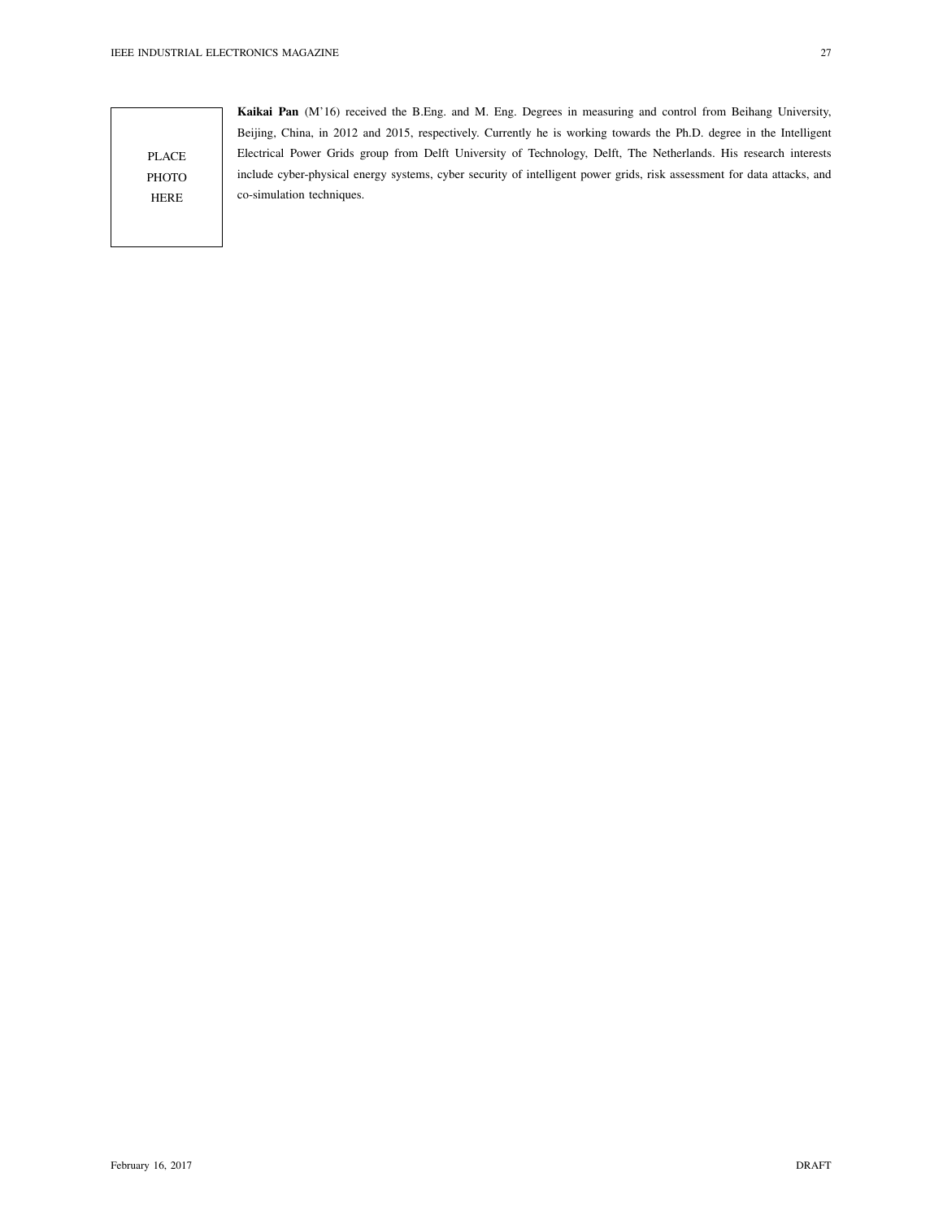PLACE PHOTO HERE

**Kaikai Pan** (M'16) received the B.Eng. and M. Eng. Degrees in measuring and control from Beihang University, Beijing, China, in 2012 and 2015, respectively. Currently he is working towards the Ph.D. degree in the Intelligent Electrical Power Grids group from Delft University of Technology, Delft, The Netherlands. His research interests include cyber-physical energy systems, cyber security of intelligent power grids, risk assessment for data attacks, and co-simulation techniques.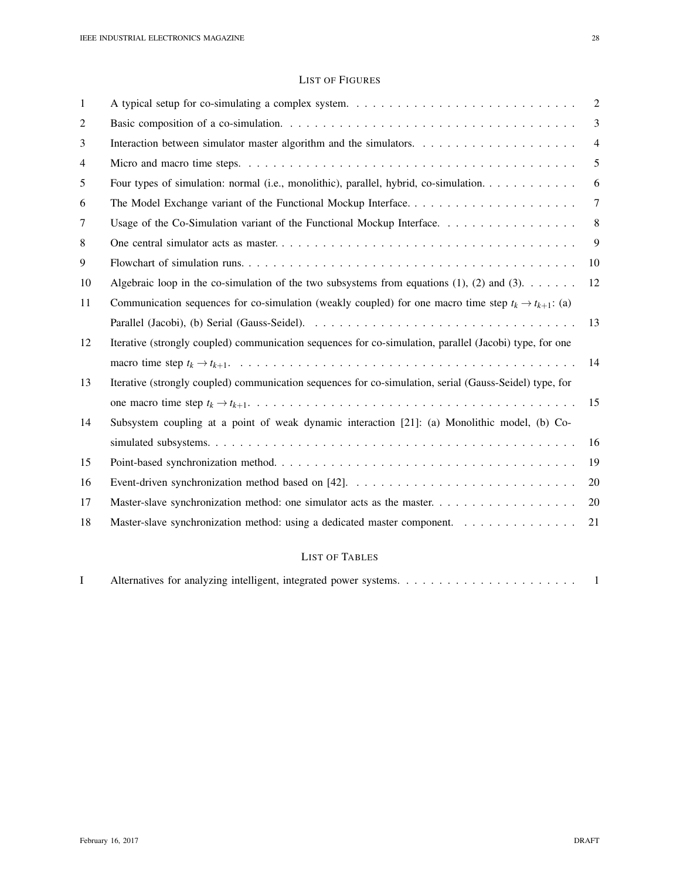## LIST OF FIGURES

| | | |
|---|---|---|
| 1 | A typical setup for co-simulating a complex system. | 2 |
| 2 | Basic composition of a co-simulation. | 3 |
| 3 | Interaction between simulator master algorithm and the simulators. | 4 |
| 4 | Micro and macro time steps. | 5 |
| 5 | Four types of simulation: normal (i.e., monolithic), parallel, hybrid, co-simulation. | 6 |
| 6 | The Model Exchange variant of the Functional Mockup Interface. | 7 |
| 7 | Usage of the Co-Simulation variant of the Functional Mockup Interface. | 8 |
| 8 | One central simulator acts as master. | 9 |
| 9 | Flowchart of simulation runs. | 10 |
| 10 | Algebraic loop in the co-simulation of the two subsystems from equations (1), (2) and (3). | 12 |
| 11 | Communication sequences for co-simulation (weakly coupled) for one macro time step $t_k \rightarrow t_{k+1}$: (a) Parallel (Jacobi), (b) Serial (Gauss-Seidel). | 13 |
| 12 | Iterative (strongly coupled) communication sequences for co-simulation, parallel (Jacobi) type, for one macro time step $t_k \rightarrow t_{k+1}$. | 14 |
| 13 | Iterative (strongly coupled) communication sequences for co-simulation, serial (Gauss-Seidel) type, for one macro time step $t_k \rightarrow t_{k+1}$. | 15 |
| 14 | Subsystem coupling at a point of weak dynamic interaction [21]: (a) Monolithic model, (b) Co-simulated subsystems. | 16 |
| 15 | Point-based synchronization method. | 19 |
| 16 | Event-driven synchronization method based on [42]. | 20 |
| 17 | Master-slave synchronization method: one simulator acts as the master. | 20 |
| 18 | Master-slave synchronization method: using a dedicated master component. | 21 |

## LIST OF TABLES

| | | |
|---|---|---|
| I | Alternatives for analyzing intelligent, integrated power systems. | 1 |